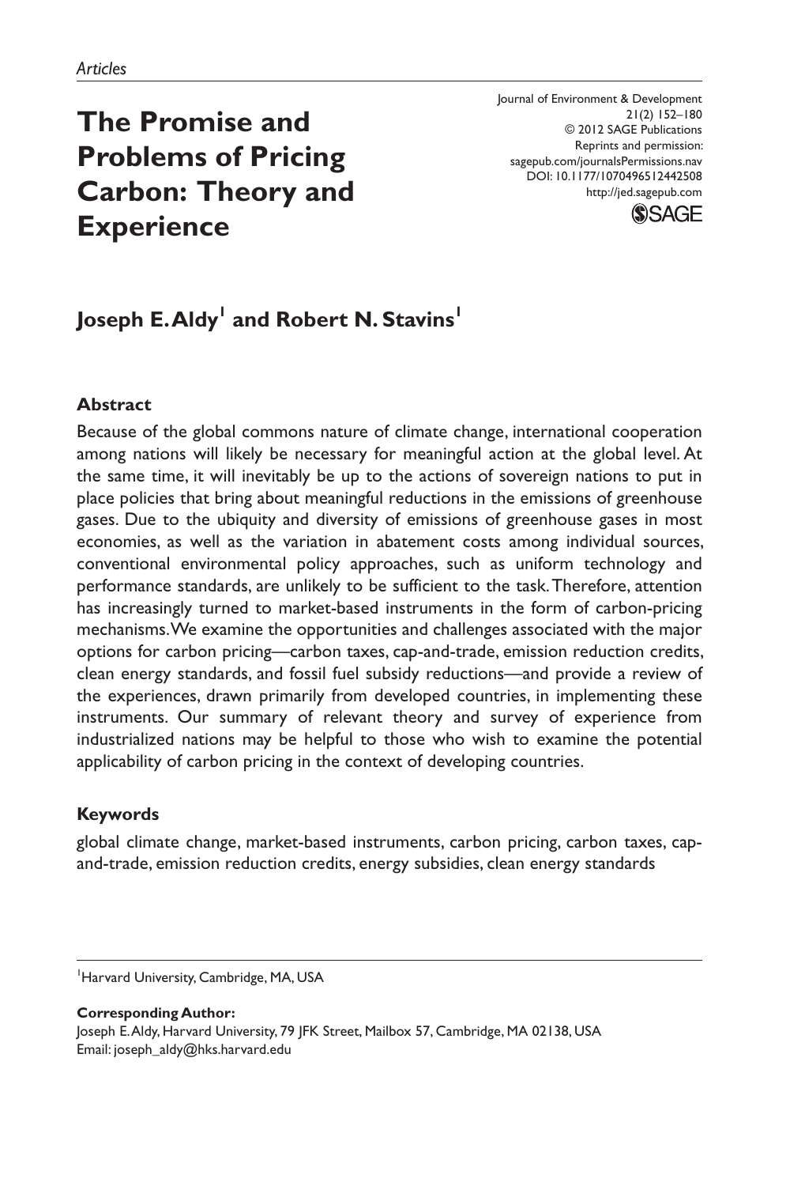*Articles*

# The Promise and Problems of Pricing Carbon: Theory and Experience

Journal of Environment & Development
21(2) 152–180
© 2012 SAGE Publications
Reprints and permission:
sagepub.com/journalsPermissions.nav
DOI: 10.1177/1070496512442508
http://jed.sagepub.com

**Joseph E. Aldy[1] and Robert N. Stavins[1]**

## Abstract

Because of the global commons nature of climate change, international cooperation among nations will likely be necessary for meaningful action at the global level. At the same time, it will inevitably be up to the actions of sovereign nations to put in place policies that bring about meaningful reductions in the emissions of greenhouse gases. Due to the ubiquity and diversity of emissions of greenhouse gases in most economies, as well as the variation in abatement costs among individual sources, conventional environmental policy approaches, such as uniform technology and performance standards, are unlikely to be sufficient to the task. Therefore, attention has increasingly turned to market-based instruments in the form of carbon-pricing mechanisms. We examine the opportunities and challenges associated with the major options for carbon pricing—carbon taxes, cap-and-trade, emission reduction credits, clean energy standards, and fossil fuel subsidy reductions—and provide a review of the experiences, drawn primarily from developed countries, in implementing these instruments. Our summary of relevant theory and survey of experience from industrialized nations may be helpful to those who wish to examine the potential applicability of carbon pricing in the context of developing countries.

## Keywords

global climate change, market-based instruments, carbon pricing, carbon taxes, cap-and-trade, emission reduction credits, energy subsidies, clean energy standards

[1]Harvard University, Cambridge, MA, USA

**Corresponding Author:**
Joseph E. Aldy, Harvard University, 79 JFK Street, Mailbox 57, Cambridge, MA 02138, USA
Email: joseph_aldy@hks.harvard.edu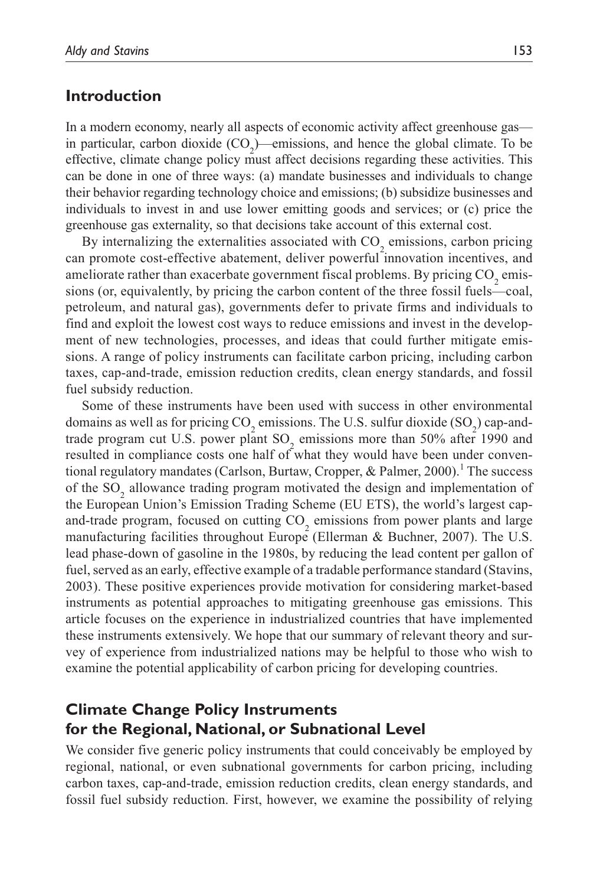## Introduction

In a modern economy, nearly all aspects of economic activity affect greenhouse gas—in particular, carbon dioxide ($CO_2$)—emissions, and hence the global climate. To be effective, climate change policy must affect decisions regarding these activities. This can be done in one of three ways: (a) mandate businesses and individuals to change their behavior regarding technology choice and emissions; (b) subsidize businesses and individuals to invest in and use lower emitting goods and services; or (c) price the greenhouse gas externality, so that decisions take account of this external cost.

By internalizing the externalities associated with $CO_2$ emissions, carbon pricing can promote cost-effective abatement, deliver powerful innovation incentives, and ameliorate rather than exacerbate government fiscal problems. By pricing $CO_2$ emissions (or, equivalently, by pricing the carbon content of the three fossil fuels—coal, petroleum, and natural gas), governments defer to private firms and individuals to find and exploit the lowest cost ways to reduce emissions and invest in the development of new technologies, processes, and ideas that could further mitigate emissions. A range of policy instruments can facilitate carbon pricing, including carbon taxes, cap-and-trade, emission reduction credits, clean energy standards, and fossil fuel subsidy reduction.

Some of these instruments have been used with success in other environmental domains as well as for pricing $CO_2$ emissions. The U.S. sulfur dioxide ($SO_2$) cap-and-trade program cut U.S. power plant $SO_2$ emissions more than 50% after 1990 and resulted in compliance costs one half of what they would have been under conventional regulatory mandates (Carlson, Burtaw, Cropper, & Palmer, 2000).[1] The success of the $SO_2$ allowance trading program motivated the design and implementation of the European Union's Emission Trading Scheme (EU ETS), the world's largest cap-and-trade program, focused on cutting $CO_2$ emissions from power plants and large manufacturing facilities throughout Europe (Ellerman & Buchner, 2007). The U.S. lead phase-down of gasoline in the 1980s, by reducing the lead content per gallon of fuel, served as an early, effective example of a tradable performance standard (Stavins, 2003). These positive experiences provide motivation for considering market-based instruments as potential approaches to mitigating greenhouse gas emissions. This article focuses on the experience in industrialized countries that have implemented these instruments extensively. We hope that our summary of relevant theory and survey of experience from industrialized nations may be helpful to those who wish to examine the potential applicability of carbon pricing for developing countries.

## Climate Change Policy Instruments for the Regional, National, or Subnational Level

We consider five generic policy instruments that could conceivably be employed by regional, national, or even subnational governments for carbon pricing, including carbon taxes, cap-and-trade, emission reduction credits, clean energy standards, and fossil fuel subsidy reduction. First, however, we examine the possibility of relying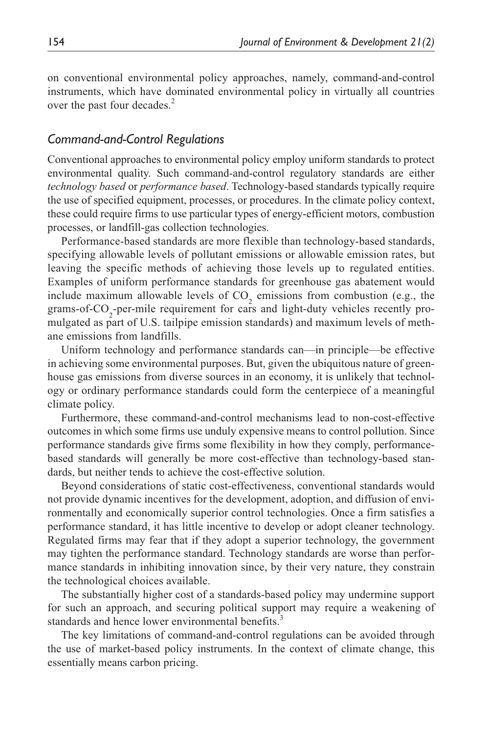on conventional environmental policy approaches, namely, command-and-control instruments, which have dominated environmental policy in virtually all countries over the past four decades.[2]

### *Command-and-Control Regulations*

Conventional approaches to environmental policy employ uniform standards to protect environmental quality. Such command-and-control regulatory standards are either *technology based* or *performance based*. Technology-based standards typically require the use of specified equipment, processes, or procedures. In the climate policy context, these could require firms to use particular types of energy-efficient motors, combustion processes, or landfill-gas collection technologies.

Performance-based standards are more flexible than technology-based standards, specifying allowable levels of pollutant emissions or allowable emission rates, but leaving the specific methods of achieving those levels up to regulated entities. Examples of uniform performance standards for greenhouse gas abatement would include maximum allowable levels of $CO_2$ emissions from combustion (e.g., the grams-of-$CO_2$-per-mile requirement for cars and light-duty vehicles recently promulgated as part of U.S. tailpipe emission standards) and maximum levels of methane emissions from landfills.

Uniform technology and performance standards can—in principle—be effective in achieving some environmental purposes. But, given the ubiquitous nature of greenhouse gas emissions from diverse sources in an economy, it is unlikely that technology or ordinary performance standards could form the centerpiece of a meaningful climate policy.

Furthermore, these command-and-control mechanisms lead to non-cost-effective outcomes in which some firms use unduly expensive means to control pollution. Since performance standards give firms some flexibility in how they comply, performance-based standards will generally be more cost-effective than technology-based standards, but neither tends to achieve the cost-effective solution.

Beyond considerations of static cost-effectiveness, conventional standards would not provide dynamic incentives for the development, adoption, and diffusion of environmentally and economically superior control technologies. Once a firm satisfies a performance standard, it has little incentive to develop or adopt cleaner technology. Regulated firms may fear that if they adopt a superior technology, the government may tighten the performance standard. Technology standards are worse than performance standards in inhibiting innovation since, by their very nature, they constrain the technological choices available.

The substantially higher cost of a standards-based policy may undermine support for such an approach, and securing political support may require a weakening of standards and hence lower environmental benefits.[3]

The key limitations of command-and-control regulations can be avoided through the use of market-based policy instruments. In the context of climate change, this essentially means carbon pricing.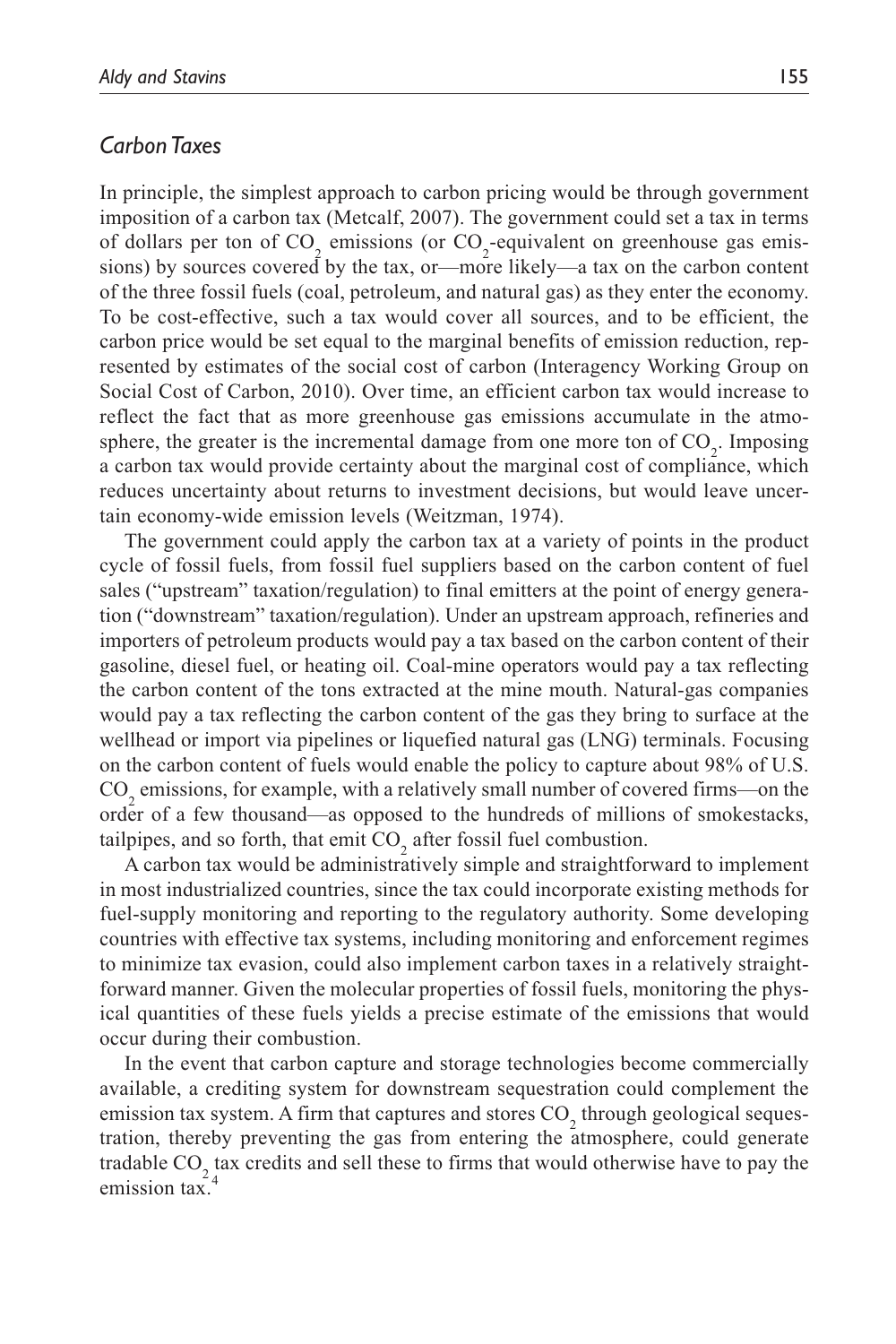## *Carbon Taxes*

In principle, the simplest approach to carbon pricing would be through government imposition of a carbon tax (Metcalf, 2007). The government could set a tax in terms of dollars per ton of $CO_2$ emissions (or $CO_2$-equivalent on greenhouse gas emissions) by sources covered by the tax, or—more likely—a tax on the carbon content of the three fossil fuels (coal, petroleum, and natural gas) as they enter the economy. To be cost-effective, such a tax would cover all sources, and to be efficient, the carbon price would be set equal to the marginal benefits of emission reduction, represented by estimates of the social cost of carbon (Interagency Working Group on Social Cost of Carbon, 2010). Over time, an efficient carbon tax would increase to reflect the fact that as more greenhouse gas emissions accumulate in the atmosphere, the greater is the incremental damage from one more ton of $CO_2$. Imposing a carbon tax would provide certainty about the marginal cost of compliance, which reduces uncertainty about returns to investment decisions, but would leave uncertain economy-wide emission levels (Weitzman, 1974).

The government could apply the carbon tax at a variety of points in the product cycle of fossil fuels, from fossil fuel suppliers based on the carbon content of fuel sales ("upstream" taxation/regulation) to final emitters at the point of energy generation ("downstream" taxation/regulation). Under an upstream approach, refineries and importers of petroleum products would pay a tax based on the carbon content of their gasoline, diesel fuel, or heating oil. Coal-mine operators would pay a tax reflecting the carbon content of the tons extracted at the mine mouth. Natural-gas companies would pay a tax reflecting the carbon content of the gas they bring to surface at the wellhead or import via pipelines or liquefied natural gas (LNG) terminals. Focusing on the carbon content of fuels would enable the policy to capture about 98% of U.S. $CO_2$ emissions, for example, with a relatively small number of covered firms—on the order of a few thousand—as opposed to the hundreds of millions of smokestacks, tailpipes, and so forth, that emit $CO_2$ after fossil fuel combustion.

A carbon tax would be administratively simple and straightforward to implement in most industrialized countries, since the tax could incorporate existing methods for fuel-supply monitoring and reporting to the regulatory authority. Some developing countries with effective tax systems, including monitoring and enforcement regimes to minimize tax evasion, could also implement carbon taxes in a relatively straightforward manner. Given the molecular properties of fossil fuels, monitoring the physical quantities of these fuels yields a precise estimate of the emissions that would occur during their combustion.

In the event that carbon capture and storage technologies become commercially available, a crediting system for downstream sequestration could complement the emission tax system. A firm that captures and stores $CO_2$ through geological sequestration, thereby preventing the gas from entering the atmosphere, could generate tradable $CO_2$ tax credits and sell these to firms that would otherwise have to pay the emission tax.[4]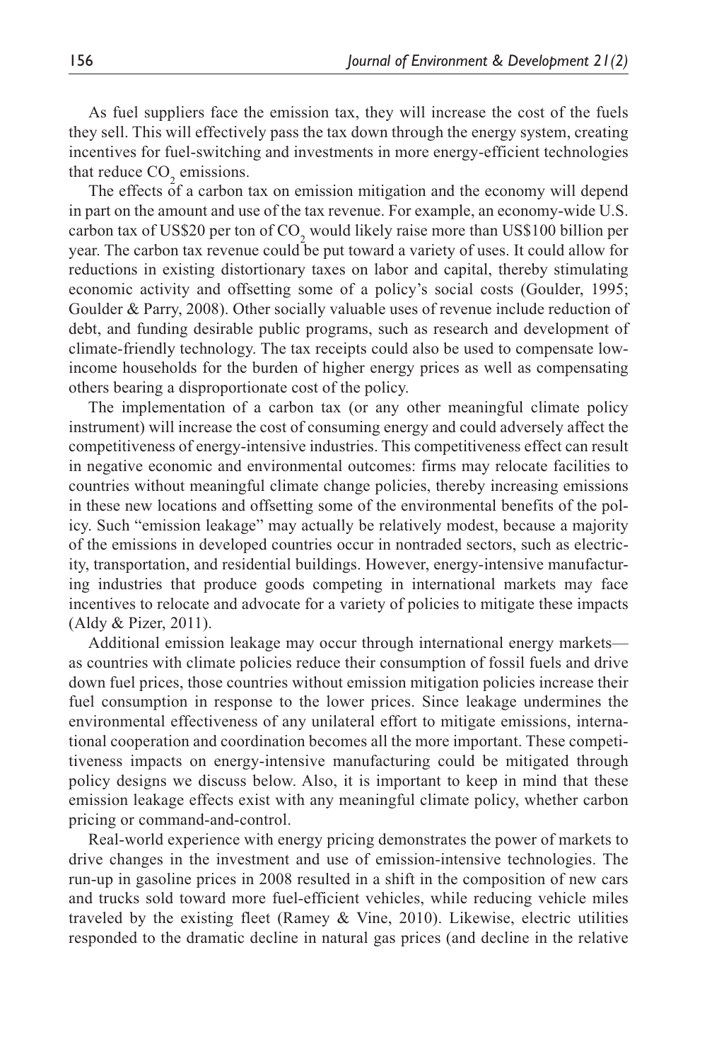As fuel suppliers face the emission tax, they will increase the cost of the fuels they sell. This will effectively pass the tax down through the energy system, creating incentives for fuel-switching and investments in more energy-efficient technologies that reduce $CO_2$ emissions.

The effects of a carbon tax on emission mitigation and the economy will depend in part on the amount and use of the tax revenue. For example, an economy-wide U.S. carbon tax of US$20 per ton of $CO_2$ would likely raise more than US$100 billion per year. The carbon tax revenue could be put toward a variety of uses. It could allow for reductions in existing distortionary taxes on labor and capital, thereby stimulating economic activity and offsetting some of a policy's social costs (Goulder, 1995; Goulder & Parry, 2008). Other socially valuable uses of revenue include reduction of debt, and funding desirable public programs, such as research and development of climate-friendly technology. The tax receipts could also be used to compensate low-income households for the burden of higher energy prices as well as compensating others bearing a disproportionate cost of the policy.

The implementation of a carbon tax (or any other meaningful climate policy instrument) will increase the cost of consuming energy and could adversely affect the competitiveness of energy-intensive industries. This competitiveness effect can result in negative economic and environmental outcomes: firms may relocate facilities to countries without meaningful climate change policies, thereby increasing emissions in these new locations and offsetting some of the environmental benefits of the policy. Such "emission leakage" may actually be relatively modest, because a majority of the emissions in developed countries occur in nontraded sectors, such as electricity, transportation, and residential buildings. However, energy-intensive manufacturing industries that produce goods competing in international markets may face incentives to relocate and advocate for a variety of policies to mitigate these impacts (Aldy & Pizer, 2011).

Additional emission leakage may occur through international energy markets—as countries with climate policies reduce their consumption of fossil fuels and drive down fuel prices, those countries without emission mitigation policies increase their fuel consumption in response to the lower prices. Since leakage undermines the environmental effectiveness of any unilateral effort to mitigate emissions, international cooperation and coordination becomes all the more important. These competitiveness impacts on energy-intensive manufacturing could be mitigated through policy designs we discuss below. Also, it is important to keep in mind that these emission leakage effects exist with any meaningful climate policy, whether carbon pricing or command-and-control.

Real-world experience with energy pricing demonstrates the power of markets to drive changes in the investment and use of emission-intensive technologies. The run-up in gasoline prices in 2008 resulted in a shift in the composition of new cars and trucks sold toward more fuel-efficient vehicles, while reducing vehicle miles traveled by the existing fleet (Ramey & Vine, 2010). Likewise, electric utilities responded to the dramatic decline in natural gas prices (and decline in the relative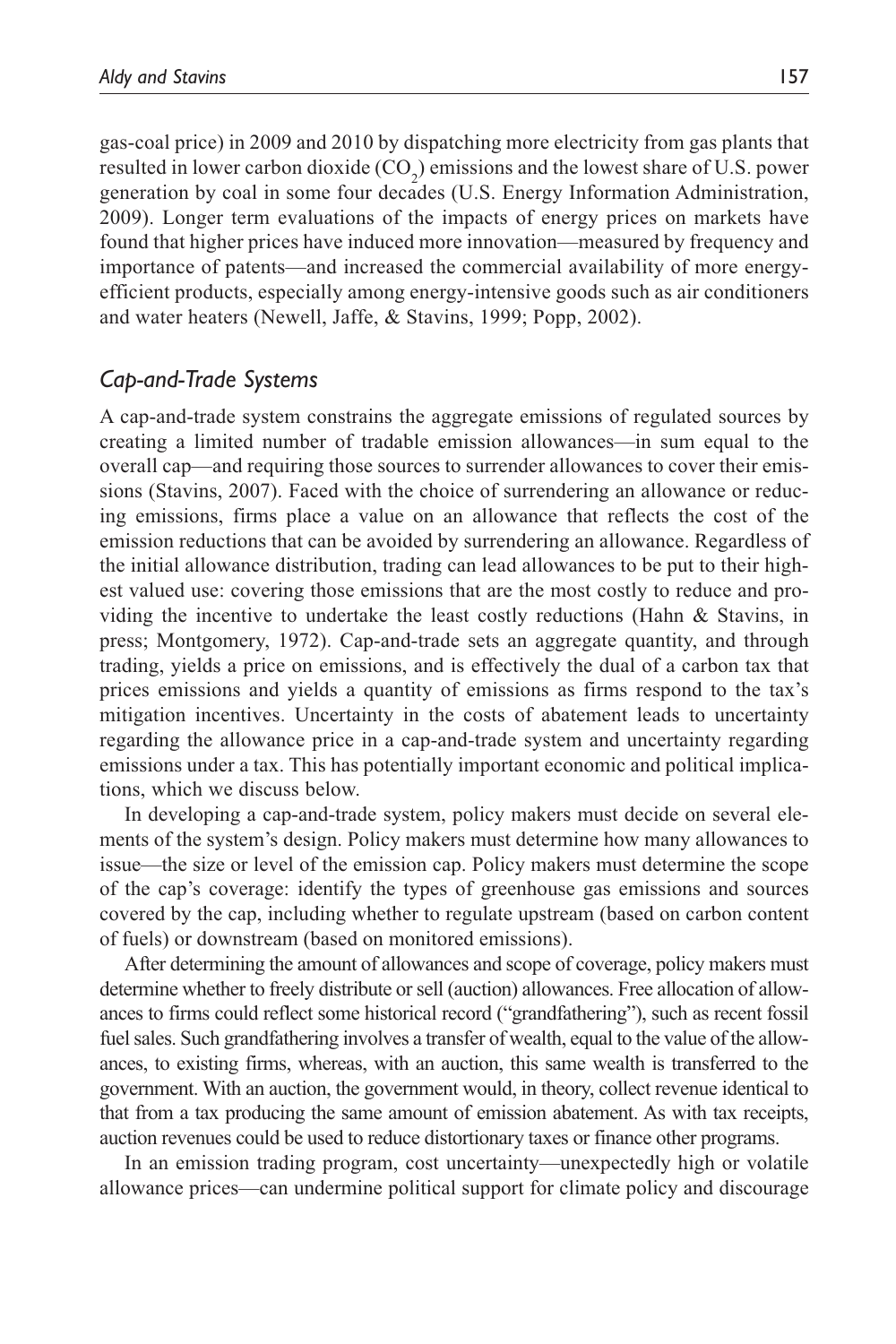gas-coal price) in 2009 and 2010 by dispatching more electricity from gas plants that resulted in lower carbon dioxide ($CO_2$) emissions and the lowest share of U.S. power generation by coal in some four decades (U.S. Energy Information Administration, 2009). Longer term evaluations of the impacts of energy prices on markets have found that higher prices have induced more innovation—measured by frequency and importance of patents—and increased the commercial availability of more energy-efficient products, especially among energy-intensive goods such as air conditioners and water heaters (Newell, Jaffe, & Stavins, 1999; Popp, 2002).

## *Cap-and-Trade Systems*

A cap-and-trade system constrains the aggregate emissions of regulated sources by creating a limited number of tradable emission allowances—in sum equal to the overall cap—and requiring those sources to surrender allowances to cover their emissions (Stavins, 2007). Faced with the choice of surrendering an allowance or reducing emissions, firms place a value on an allowance that reflects the cost of the emission reductions that can be avoided by surrendering an allowance. Regardless of the initial allowance distribution, trading can lead allowances to be put to their highest valued use: covering those emissions that are the most costly to reduce and providing the incentive to undertake the least costly reductions (Hahn & Stavins, in press; Montgomery, 1972). Cap-and-trade sets an aggregate quantity, and through trading, yields a price on emissions, and is effectively the dual of a carbon tax that prices emissions and yields a quantity of emissions as firms respond to the tax's mitigation incentives. Uncertainty in the costs of abatement leads to uncertainty regarding the allowance price in a cap-and-trade system and uncertainty regarding emissions under a tax. This has potentially important economic and political implications, which we discuss below.

In developing a cap-and-trade system, policy makers must decide on several elements of the system's design. Policy makers must determine how many allowances to issue—the size or level of the emission cap. Policy makers must determine the scope of the cap's coverage: identify the types of greenhouse gas emissions and sources covered by the cap, including whether to regulate upstream (based on carbon content of fuels) or downstream (based on monitored emissions).

After determining the amount of allowances and scope of coverage, policy makers must determine whether to freely distribute or sell (auction) allowances. Free allocation of allowances to firms could reflect some historical record ("grandfathering"), such as recent fossil fuel sales. Such grandfathering involves a transfer of wealth, equal to the value of the allowances, to existing firms, whereas, with an auction, this same wealth is transferred to the government. With an auction, the government would, in theory, collect revenue identical to that from a tax producing the same amount of emission abatement. As with tax receipts, auction revenues could be used to reduce distortionary taxes or finance other programs.

In an emission trading program, cost uncertainty—unexpectedly high or volatile allowance prices—can undermine political support for climate policy and discourage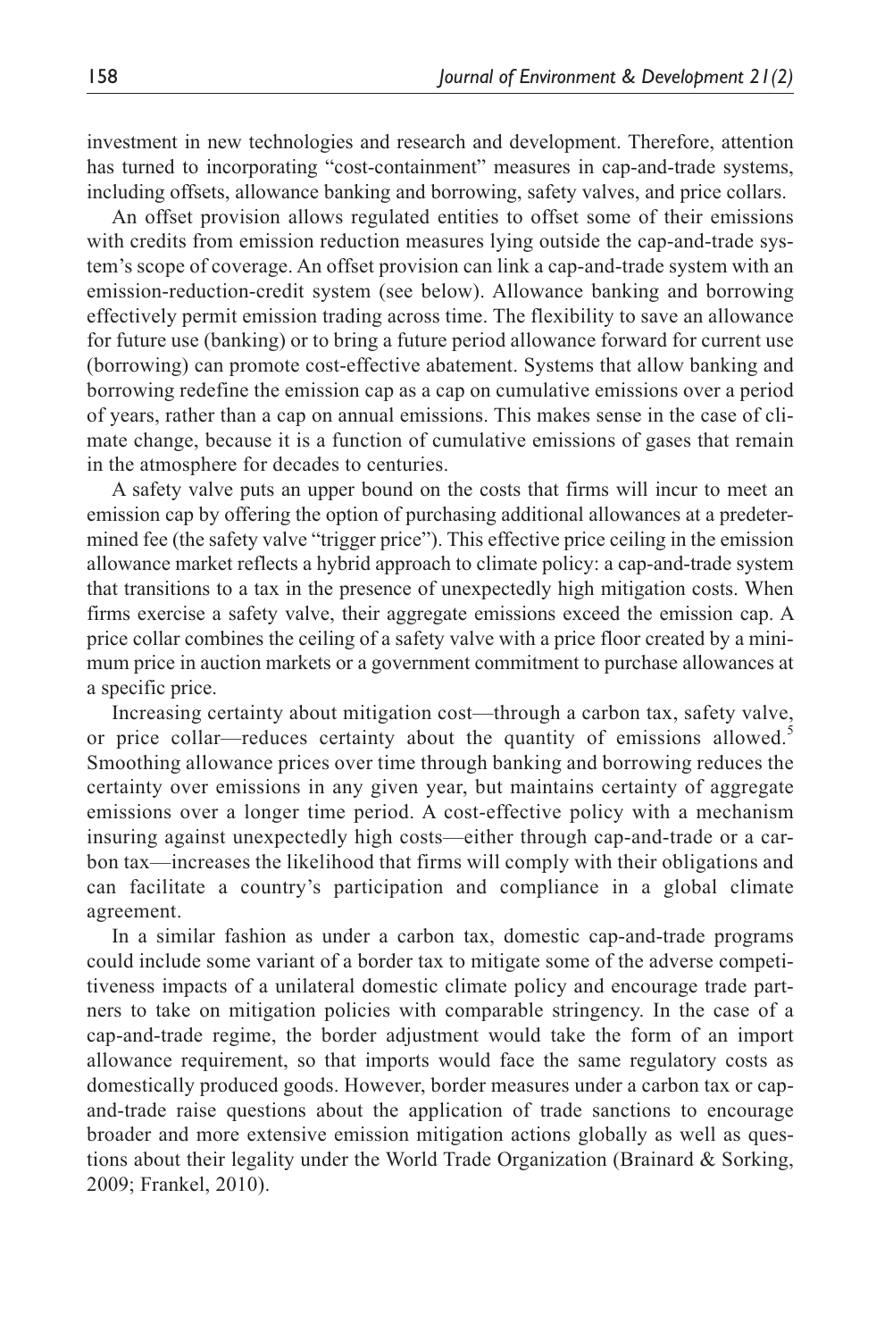investment in new technologies and research and development. Therefore, attention has turned to incorporating "cost-containment" measures in cap-and-trade systems, including offsets, allowance banking and borrowing, safety valves, and price collars.

An offset provision allows regulated entities to offset some of their emissions with credits from emission reduction measures lying outside the cap-and-trade system's scope of coverage. An offset provision can link a cap-and-trade system with an emission-reduction-credit system (see below). Allowance banking and borrowing effectively permit emission trading across time. The flexibility to save an allowance for future use (banking) or to bring a future period allowance forward for current use (borrowing) can promote cost-effective abatement. Systems that allow banking and borrowing redefine the emission cap as a cap on cumulative emissions over a period of years, rather than a cap on annual emissions. This makes sense in the case of climate change, because it is a function of cumulative emissions of gases that remain in the atmosphere for decades to centuries.

A safety valve puts an upper bound on the costs that firms will incur to meet an emission cap by offering the option of purchasing additional allowances at a predetermined fee (the safety valve "trigger price"). This effective price ceiling in the emission allowance market reflects a hybrid approach to climate policy: a cap-and-trade system that transitions to a tax in the presence of unexpectedly high mitigation costs. When firms exercise a safety valve, their aggregate emissions exceed the emission cap. A price collar combines the ceiling of a safety valve with a price floor created by a minimum price in auction markets or a government commitment to purchase allowances at a specific price.

Increasing certainty about mitigation cost—through a carbon tax, safety valve, or price collar—reduces certainty about the quantity of emissions allowed.[5] Smoothing allowance prices over time through banking and borrowing reduces the certainty over emissions in any given year, but maintains certainty of aggregate emissions over a longer time period. A cost-effective policy with a mechanism insuring against unexpectedly high costs—either through cap-and-trade or a carbon tax—increases the likelihood that firms will comply with their obligations and can facilitate a country's participation and compliance in a global climate agreement.

In a similar fashion as under a carbon tax, domestic cap-and-trade programs could include some variant of a border tax to mitigate some of the adverse competitiveness impacts of a unilateral domestic climate policy and encourage trade partners to take on mitigation policies with comparable stringency. In the case of a cap-and-trade regime, the border adjustment would take the form of an import allowance requirement, so that imports would face the same regulatory costs as domestically produced goods. However, border measures under a carbon tax or cap-and-trade raise questions about the application of trade sanctions to encourage broader and more extensive emission mitigation actions globally as well as questions about their legality under the World Trade Organization (Brainard & Sorking, 2009; Frankel, 2010).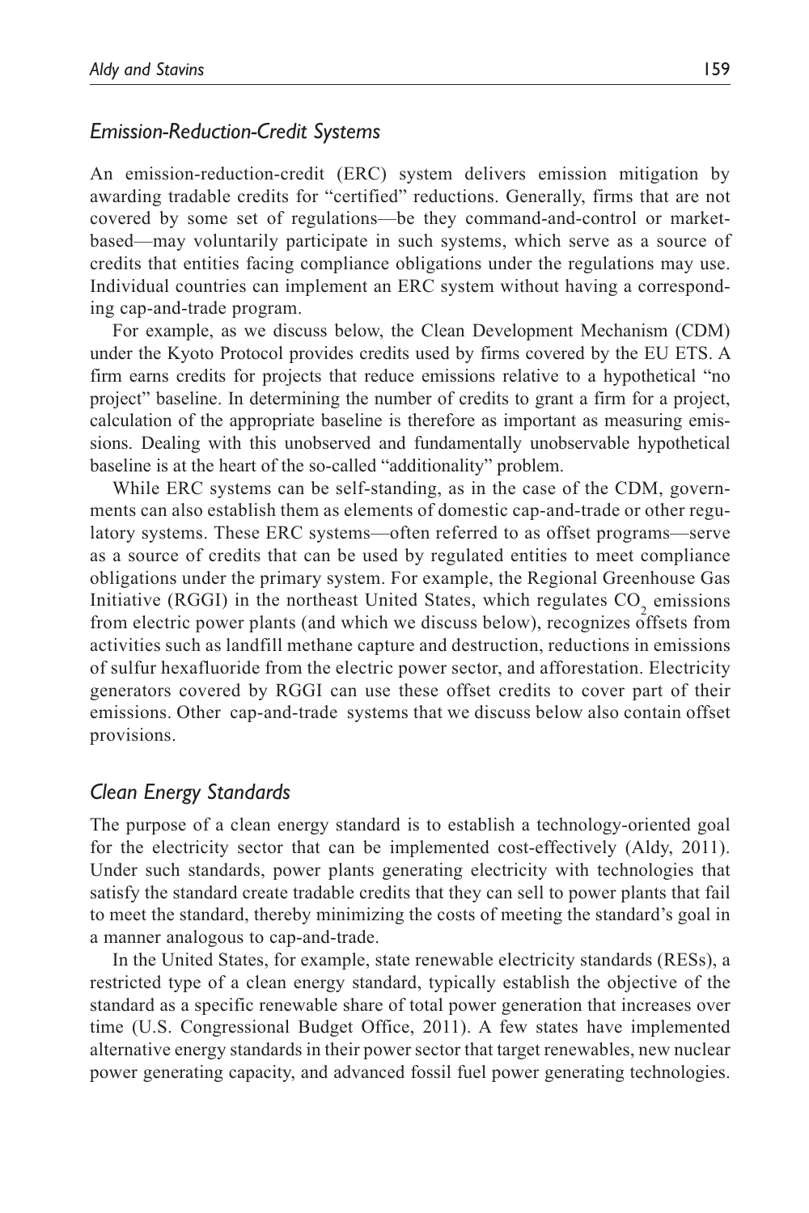## *Emission-Reduction-Credit Systems*

An emission-reduction-credit (ERC) system delivers emission mitigation by awarding tradable credits for "certified" reductions. Generally, firms that are not covered by some set of regulations—be they command-and-control or market-based—may voluntarily participate in such systems, which serve as a source of credits that entities facing compliance obligations under the regulations may use. Individual countries can implement an ERC system without having a corresponding cap-and-trade program.

For example, as we discuss below, the Clean Development Mechanism (CDM) under the Kyoto Protocol provides credits used by firms covered by the EU ETS. A firm earns credits for projects that reduce emissions relative to a hypothetical "no project" baseline. In determining the number of credits to grant a firm for a project, calculation of the appropriate baseline is therefore as important as measuring emissions. Dealing with this unobserved and fundamentally unobservable hypothetical baseline is at the heart of the so-called "additionality" problem.

While ERC systems can be self-standing, as in the case of the CDM, governments can also establish them as elements of domestic cap-and-trade or other regulatory systems. These ERC systems—often referred to as offset programs—serve as a source of credits that can be used by regulated entities to meet compliance obligations under the primary system. For example, the Regional Greenhouse Gas Initiative (RGGI) in the northeast United States, which regulates $CO_2$ emissions from electric power plants (and which we discuss below), recognizes offsets from activities such as landfill methane capture and destruction, reductions in emissions of sulfur hexafluoride from the electric power sector, and afforestation. Electricity generators covered by RGGI can use these offset credits to cover part of their emissions. Other cap-and-trade systems that we discuss below also contain offset provisions.

## *Clean Energy Standards*

The purpose of a clean energy standard is to establish a technology-oriented goal for the electricity sector that can be implemented cost-effectively (Aldy, 2011). Under such standards, power plants generating electricity with technologies that satisfy the standard create tradable credits that they can sell to power plants that fail to meet the standard, thereby minimizing the costs of meeting the standard's goal in a manner analogous to cap-and-trade.

In the United States, for example, state renewable electricity standards (RESs), a restricted type of a clean energy standard, typically establish the objective of the standard as a specific renewable share of total power generation that increases over time (U.S. Congressional Budget Office, 2011). A few states have implemented alternative energy standards in their power sector that target renewables, new nuclear power generating capacity, and advanced fossil fuel power generating technologies.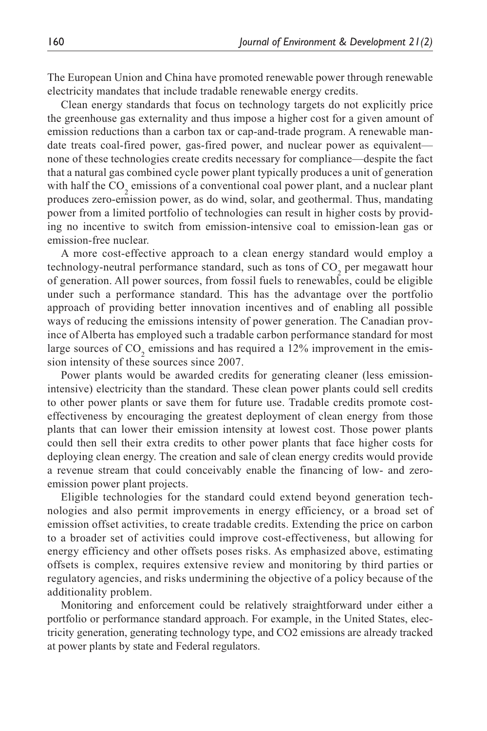The European Union and China have promoted renewable power through renewable electricity mandates that include tradable renewable energy credits.

Clean energy standards that focus on technology targets do not explicitly price the greenhouse gas externality and thus impose a higher cost for a given amount of emission reductions than a carbon tax or cap-and-trade program. A renewable mandate treats coal-fired power, gas-fired power, and nuclear power as equivalent—none of these technologies create credits necessary for compliance—despite the fact that a natural gas combined cycle power plant typically produces a unit of generation with half the $CO_2$ emissions of a conventional coal power plant, and a nuclear plant produces zero-emission power, as do wind, solar, and geothermal. Thus, mandating power from a limited portfolio of technologies can result in higher costs by providing no incentive to switch from emission-intensive coal to emission-lean gas or emission-free nuclear.

A more cost-effective approach to a clean energy standard would employ a technology-neutral performance standard, such as tons of $CO_2$ per megawatt hour of generation. All power sources, from fossil fuels to renewables, could be eligible under such a performance standard. This has the advantage over the portfolio approach of providing better innovation incentives and of enabling all possible ways of reducing the emissions intensity of power generation. The Canadian province of Alberta has employed such a tradable carbon performance standard for most large sources of $CO_2$ emissions and has required a 12% improvement in the emission intensity of these sources since 2007.

Power plants would be awarded credits for generating cleaner (less emission-intensive) electricity than the standard. These clean power plants could sell credits to other power plants or save them for future use. Tradable credits promote cost-effectiveness by encouraging the greatest deployment of clean energy from those plants that can lower their emission intensity at lowest cost. Those power plants could then sell their extra credits to other power plants that face higher costs for deploying clean energy. The creation and sale of clean energy credits would provide a revenue stream that could conceivably enable the financing of low- and zero-emission power plant projects.

Eligible technologies for the standard could extend beyond generation technologies and also permit improvements in energy efficiency, or a broad set of emission offset activities, to create tradable credits. Extending the price on carbon to a broader set of activities could improve cost-effectiveness, but allowing for energy efficiency and other offsets poses risks. As emphasized above, estimating offsets is complex, requires extensive review and monitoring by third parties or regulatory agencies, and risks undermining the objective of a policy because of the additionality problem.

Monitoring and enforcement could be relatively straightforward under either a portfolio or performance standard approach. For example, in the United States, electricity generation, generating technology type, and $CO_2$ emissions are already tracked at power plants by state and Federal regulators.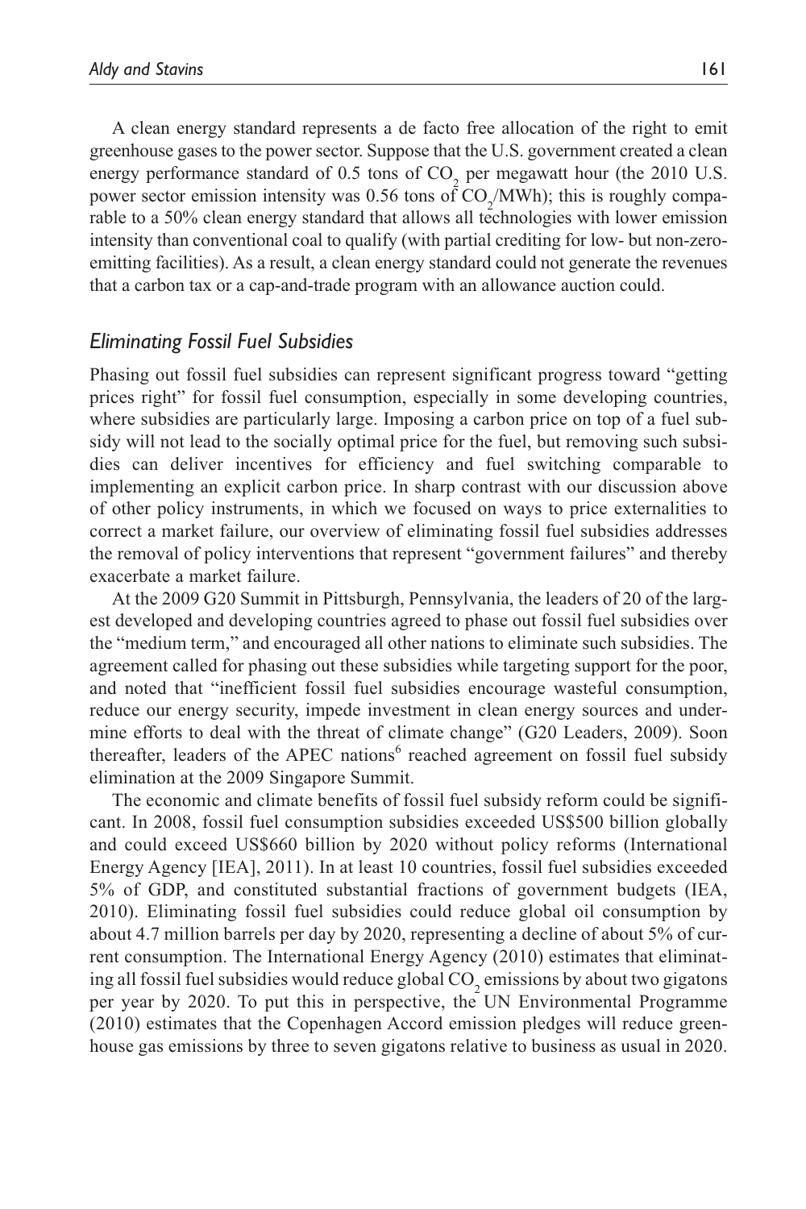A clean energy standard represents a de facto free allocation of the right to emit greenhouse gases to the power sector. Suppose that the U.S. government created a clean energy performance standard of 0.5 tons of $CO_2$ per megawatt hour (the 2010 U.S. power sector emission intensity was 0.56 tons of $CO_2$/MWh); this is roughly comparable to a 50% clean energy standard that allows all technologies with lower emission intensity than conventional coal to qualify (with partial crediting for low- but non-zero-emitting facilities). As a result, a clean energy standard could not generate the revenues that a carbon tax or a cap-and-trade program with an allowance auction could.

### *Eliminating Fossil Fuel Subsidies*

Phasing out fossil fuel subsidies can represent significant progress toward "getting prices right" for fossil fuel consumption, especially in some developing countries, where subsidies are particularly large. Imposing a carbon price on top of a fuel subsidy will not lead to the socially optimal price for the fuel, but removing such subsidies can deliver incentives for efficiency and fuel switching comparable to implementing an explicit carbon price. In sharp contrast with our discussion above of other policy instruments, in which we focused on ways to price externalities to correct a market failure, our overview of eliminating fossil fuel subsidies addresses the removal of policy interventions that represent "government failures" and thereby exacerbate a market failure.

At the 2009 G20 Summit in Pittsburgh, Pennsylvania, the leaders of 20 of the largest developed and developing countries agreed to phase out fossil fuel subsidies over the "medium term," and encouraged all other nations to eliminate such subsidies. The agreement called for phasing out these subsidies while targeting support for the poor, and noted that "inefficient fossil fuel subsidies encourage wasteful consumption, reduce our energy security, impede investment in clean energy sources and undermine efforts to deal with the threat of climate change" (G20 Leaders, 2009). Soon thereafter, leaders of the APEC nations[6] reached agreement on fossil fuel subsidy elimination at the 2009 Singapore Summit.

The economic and climate benefits of fossil fuel subsidy reform could be significant. In 2008, fossil fuel consumption subsidies exceeded US$500 billion globally and could exceed US$660 billion by 2020 without policy reforms (International Energy Agency [IEA], 2011). In at least 10 countries, fossil fuel subsidies exceeded 5% of GDP, and constituted substantial fractions of government budgets (IEA, 2010). Eliminating fossil fuel subsidies could reduce global oil consumption by about 4.7 million barrels per day by 2020, representing a decline of about 5% of current consumption. The International Energy Agency (2010) estimates that eliminating all fossil fuel subsidies would reduce global $CO_2$ emissions by about two gigatons per year by 2020. To put this in perspective, the UN Environmental Programme (2010) estimates that the Copenhagen Accord emission pledges will reduce greenhouse gas emissions by three to seven gigatons relative to business as usual in 2020.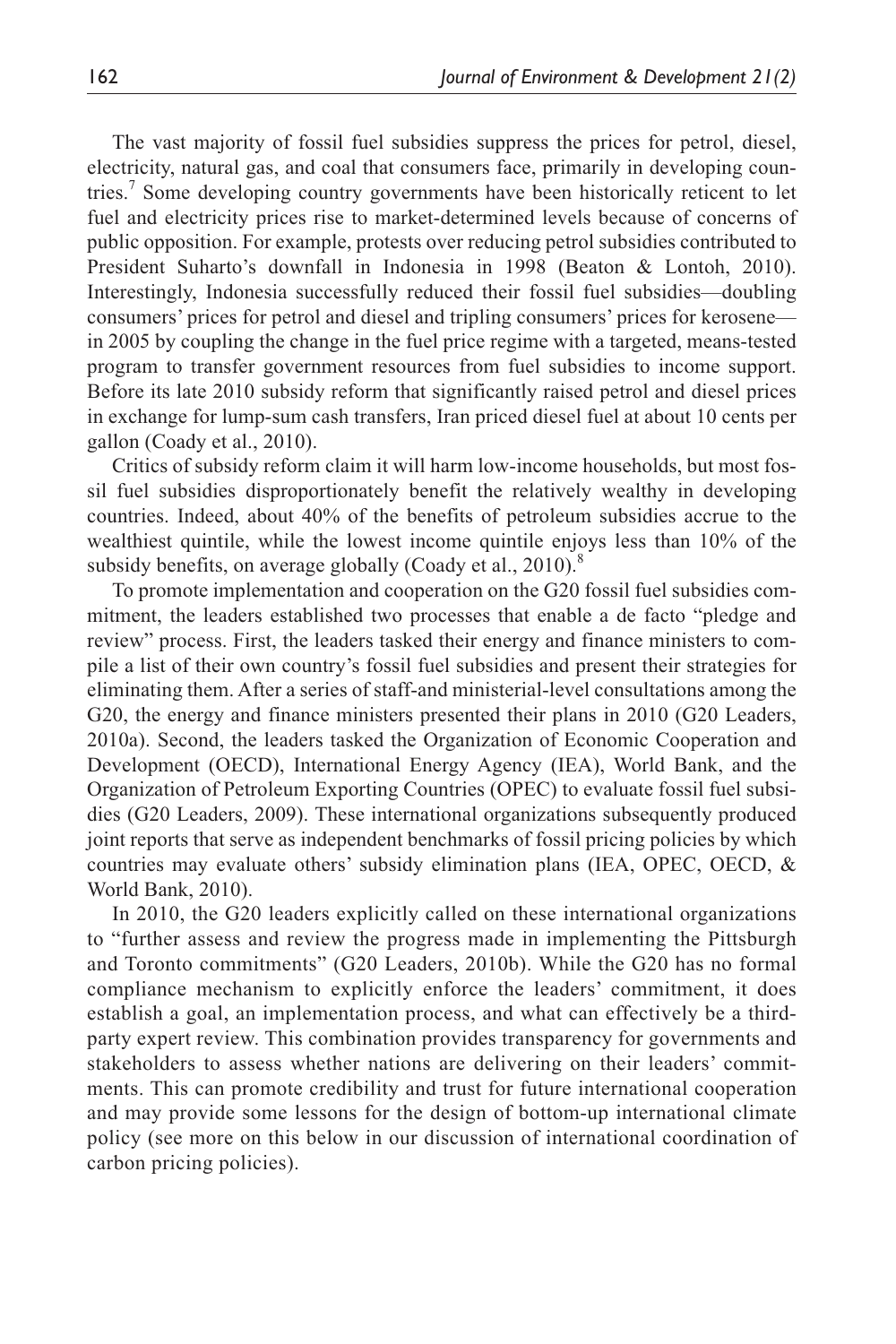The vast majority of fossil fuel subsidies suppress the prices for petrol, diesel, electricity, natural gas, and coal that consumers face, primarily in developing countries.[7] Some developing country governments have been historically reticent to let fuel and electricity prices rise to market-determined levels because of concerns of public opposition. For example, protests over reducing petrol subsidies contributed to President Suharto's downfall in Indonesia in 1998 (Beaton & Lontoh, 2010). Interestingly, Indonesia successfully reduced their fossil fuel subsidies—doubling consumers' prices for petrol and diesel and tripling consumers' prices for kerosene—in 2005 by coupling the change in the fuel price regime with a targeted, means-tested program to transfer government resources from fuel subsidies to income support. Before its late 2010 subsidy reform that significantly raised petrol and diesel prices in exchange for lump-sum cash transfers, Iran priced diesel fuel at about 10 cents per gallon (Coady et al., 2010).

Critics of subsidy reform claim it will harm low-income households, but most fossil fuel subsidies disproportionately benefit the relatively wealthy in developing countries. Indeed, about 40% of the benefits of petroleum subsidies accrue to the wealthiest quintile, while the lowest income quintile enjoys less than 10% of the subsidy benefits, on average globally (Coady et al., 2010).[8]

To promote implementation and cooperation on the G20 fossil fuel subsidies commitment, the leaders established two processes that enable a de facto "pledge and review" process. First, the leaders tasked their energy and finance ministers to compile a list of their own country's fossil fuel subsidies and present their strategies for eliminating them. After a series of staff-and ministerial-level consultations among the G20, the energy and finance ministers presented their plans in 2010 (G20 Leaders, 2010a). Second, the leaders tasked the Organization of Economic Cooperation and Development (OECD), International Energy Agency (IEA), World Bank, and the Organization of Petroleum Exporting Countries (OPEC) to evaluate fossil fuel subsidies (G20 Leaders, 2009). These international organizations subsequently produced joint reports that serve as independent benchmarks of fossil pricing policies by which countries may evaluate others' subsidy elimination plans (IEA, OPEC, OECD, & World Bank, 2010).

In 2010, the G20 leaders explicitly called on these international organizations to "further assess and review the progress made in implementing the Pittsburgh and Toronto commitments" (G20 Leaders, 2010b). While the G20 has no formal compliance mechanism to explicitly enforce the leaders' commitment, it does establish a goal, an implementation process, and what can effectively be a third-party expert review. This combination provides transparency for governments and stakeholders to assess whether nations are delivering on their leaders' commitments. This can promote credibility and trust for future international cooperation and may provide some lessons for the design of bottom-up international climate policy (see more on this below in our discussion of international coordination of carbon pricing policies).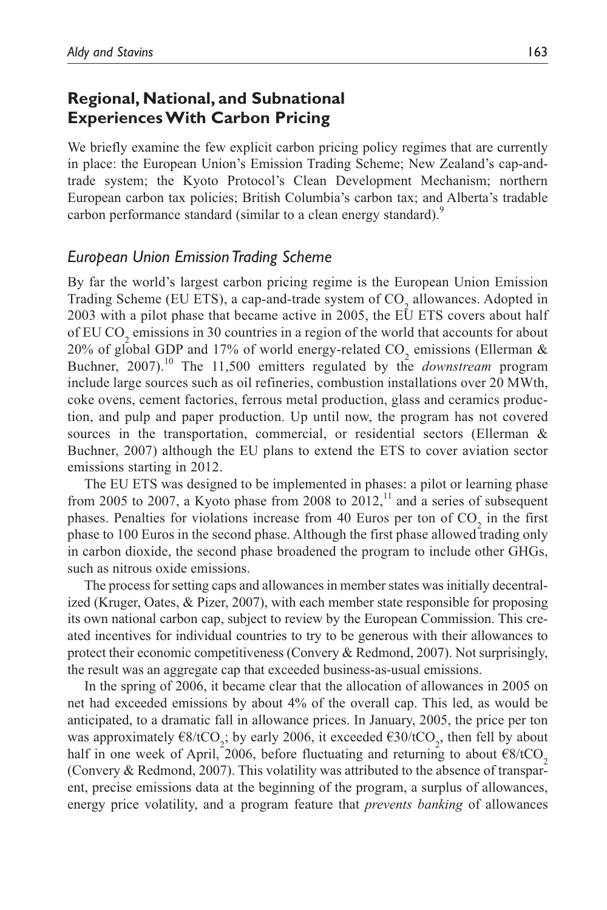## Regional, National, and Subnational Experiences With Carbon Pricing

We briefly examine the few explicit carbon pricing policy regimes that are currently in place: the European Union's Emission Trading Scheme; New Zealand's cap-and-trade system; the Kyoto Protocol's Clean Development Mechanism; northern European carbon tax policies; British Columbia's carbon tax; and Alberta's tradable carbon performance standard (similar to a clean energy standard).[9]

### *European Union Emission Trading Scheme*

By far the world's largest carbon pricing regime is the European Union Emission Trading Scheme (EU ETS), a cap-and-trade system of $CO_2$ allowances. Adopted in 2003 with a pilot phase that became active in 2005, the EU ETS covers about half of EU $CO_2$ emissions in 30 countries in a region of the world that accounts for about 20% of global GDP and 17% of world energy-related $CO_2$ emissions (Ellerman & Buchner, 2007).[10] The 11,500 emitters regulated by the *downstream* program include large sources such as oil refineries, combustion installations over 20 MWth, coke ovens, cement factories, ferrous metal production, glass and ceramics production, and pulp and paper production. Up until now, the program has not covered sources in the transportation, commercial, or residential sectors (Ellerman & Buchner, 2007) although the EU plans to extend the ETS to cover aviation sector emissions starting in 2012.

The EU ETS was designed to be implemented in phases: a pilot or learning phase from 2005 to 2007, a Kyoto phase from 2008 to 2012,[11] and a series of subsequent phases. Penalties for violations increase from 40 Euros per ton of $CO_2$ in the first phase to 100 Euros in the second phase. Although the first phase allowed trading only in carbon dioxide, the second phase broadened the program to include other GHGs, such as nitrous oxide emissions.

The process for setting caps and allowances in member states was initially decentralized (Kruger, Oates, & Pizer, 2007), with each member state responsible for proposing its own national carbon cap, subject to review by the European Commission. This created incentives for individual countries to try to be generous with their allowances to protect their economic competitiveness (Convery & Redmond, 2007). Not surprisingly, the result was an aggregate cap that exceeded business-as-usual emissions.

In the spring of 2006, it became clear that the allocation of allowances in 2005 on net had exceeded emissions by about 4% of the overall cap. This led, as would be anticipated, to a dramatic fall in allowance prices. In January, 2005, the price per ton was approximately €8/t$CO_2$; by early 2006, it exceeded €30/t$CO_2$, then fell by about half in one week of April, 2006, before fluctuating and returning to about €8/t$CO_2$ (Convery & Redmond, 2007). This volatility was attributed to the absence of transparent, precise emissions data at the beginning of the program, a surplus of allowances, energy price volatility, and a program feature that *prevents banking* of allowances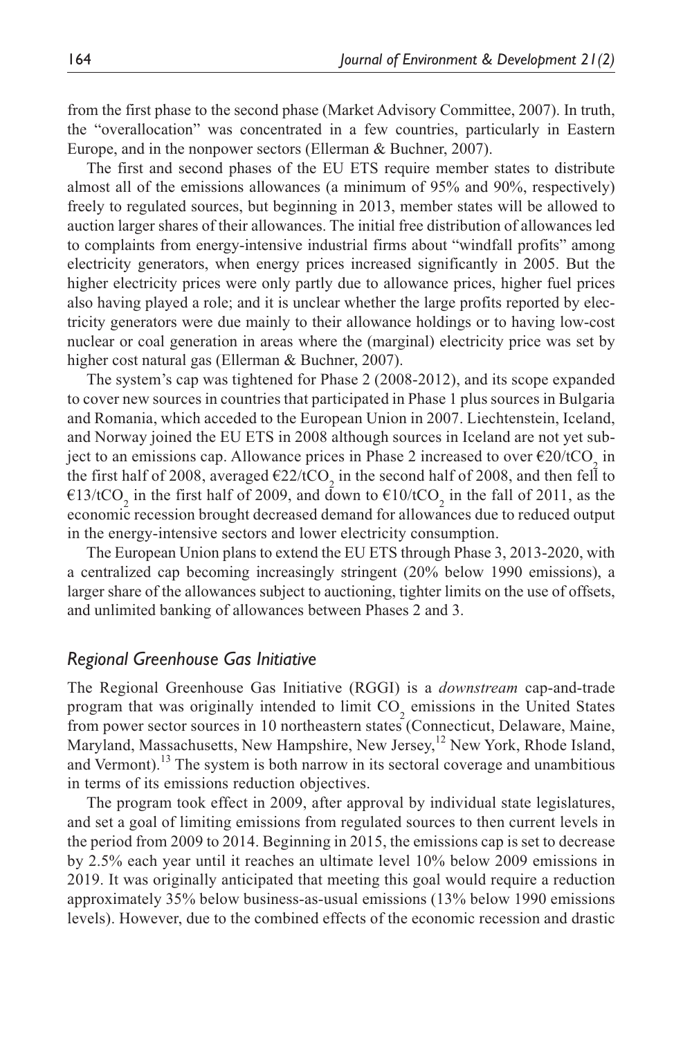from the first phase to the second phase (Market Advisory Committee, 2007). In truth, the "overallocation" was concentrated in a few countries, particularly in Eastern Europe, and in the nonpower sectors (Ellerman & Buchner, 2007).

The first and second phases of the EU ETS require member states to distribute almost all of the emissions allowances (a minimum of 95% and 90%, respectively) freely to regulated sources, but beginning in 2013, member states will be allowed to auction larger shares of their allowances. The initial free distribution of allowances led to complaints from energy-intensive industrial firms about "windfall profits" among electricity generators, when energy prices increased significantly in 2005. But the higher electricity prices were only partly due to allowance prices, higher fuel prices also having played a role; and it is unclear whether the large profits reported by electricity generators were due mainly to their allowance holdings or to having low-cost nuclear or coal generation in areas where the (marginal) electricity price was set by higher cost natural gas (Ellerman & Buchner, 2007).

The system's cap was tightened for Phase 2 (2008-2012), and its scope expanded to cover new sources in countries that participated in Phase 1 plus sources in Bulgaria and Romania, which acceded to the European Union in 2007. Liechtenstein, Iceland, and Norway joined the EU ETS in 2008 although sources in Iceland are not yet subject to an emissions cap. Allowance prices in Phase 2 increased to over €20/t$CO_2$ in the first half of 2008, averaged €22/t$CO_2$ in the second half of 2008, and then fell to €13/t$CO_2$ in the first half of 2009, and down to €10/t$CO_2$ in the fall of 2011, as the economic recession brought decreased demand for allowances due to reduced output in the energy-intensive sectors and lower electricity consumption.

The European Union plans to extend the EU ETS through Phase 3, 2013-2020, with a centralized cap becoming increasingly stringent (20% below 1990 emissions), a larger share of the allowances subject to auctioning, tighter limits on the use of offsets, and unlimited banking of allowances between Phases 2 and 3.

### *Regional Greenhouse Gas Initiative*

The Regional Greenhouse Gas Initiative (RGGI) is a *downstream* cap-and-trade program that was originally intended to limit $CO_2$ emissions in the United States from power sector sources in 10 northeastern states (Connecticut, Delaware, Maine, Maryland, Massachusetts, New Hampshire, New Jersey,[12] New York, Rhode Island, and Vermont).[13] The system is both narrow in its sectoral coverage and unambitious in terms of its emissions reduction objectives.

The program took effect in 2009, after approval by individual state legislatures, and set a goal of limiting emissions from regulated sources to then current levels in the period from 2009 to 2014. Beginning in 2015, the emissions cap is set to decrease by 2.5% each year until it reaches an ultimate level 10% below 2009 emissions in 2019. It was originally anticipated that meeting this goal would require a reduction approximately 35% below business-as-usual emissions (13% below 1990 emissions levels). However, due to the combined effects of the economic recession and drastic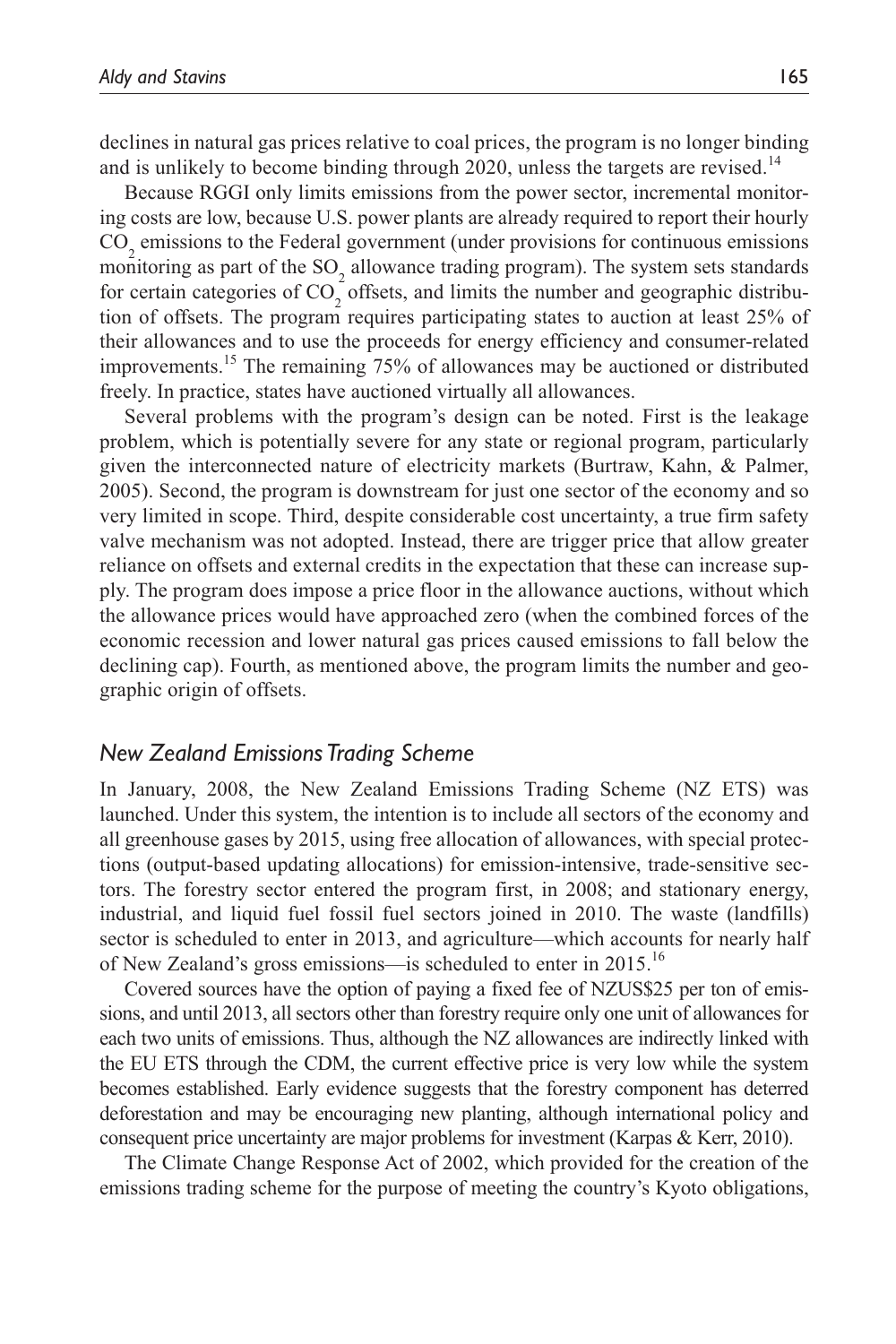declines in natural gas prices relative to coal prices, the program is no longer binding and is unlikely to become binding through 2020, unless the targets are revised.[14]

Because RGGI only limits emissions from the power sector, incremental monitoring costs are low, because U.S. power plants are already required to report their hourly $CO_2$ emissions to the Federal government (under provisions for continuous emissions monitoring as part of the $SO_2$ allowance trading program). The system sets standards for certain categories of $CO_2$ offsets, and limits the number and geographic distribution of offsets. The program requires participating states to auction at least 25% of their allowances and to use the proceeds for energy efficiency and consumer-related improvements.[15] The remaining 75% of allowances may be auctioned or distributed freely. In practice, states have auctioned virtually all allowances.

Several problems with the program's design can be noted. First is the leakage problem, which is potentially severe for any state or regional program, particularly given the interconnected nature of electricity markets (Burtraw, Kahn, & Palmer, 2005). Second, the program is downstream for just one sector of the economy and so very limited in scope. Third, despite considerable cost uncertainty, a true firm safety valve mechanism was not adopted. Instead, there are trigger price that allow greater reliance on offsets and external credits in the expectation that these can increase supply. The program does impose a price floor in the allowance auctions, without which the allowance prices would have approached zero (when the combined forces of the economic recession and lower natural gas prices caused emissions to fall below the declining cap). Fourth, as mentioned above, the program limits the number and geographic origin of offsets.

## *New Zealand Emissions Trading Scheme*

In January, 2008, the New Zealand Emissions Trading Scheme (NZ ETS) was launched. Under this system, the intention is to include all sectors of the economy and all greenhouse gases by 2015, using free allocation of allowances, with special protections (output-based updating allocations) for emission-intensive, trade-sensitive sectors. The forestry sector entered the program first, in 2008; and stationary energy, industrial, and liquid fuel fossil fuel sectors joined in 2010. The waste (landfills) sector is scheduled to enter in 2013, and agriculture—which accounts for nearly half of New Zealand's gross emissions—is scheduled to enter in 2015.[16]

Covered sources have the option of paying a fixed fee of NZUS$25 per ton of emissions, and until 2013, all sectors other than forestry require only one unit of allowances for each two units of emissions. Thus, although the NZ allowances are indirectly linked with the EU ETS through the CDM, the current effective price is very low while the system becomes established. Early evidence suggests that the forestry component has deterred deforestation and may be encouraging new planting, although international policy and consequent price uncertainty are major problems for investment (Karpas & Kerr, 2010).

The Climate Change Response Act of 2002, which provided for the creation of the emissions trading scheme for the purpose of meeting the country's Kyoto obligations,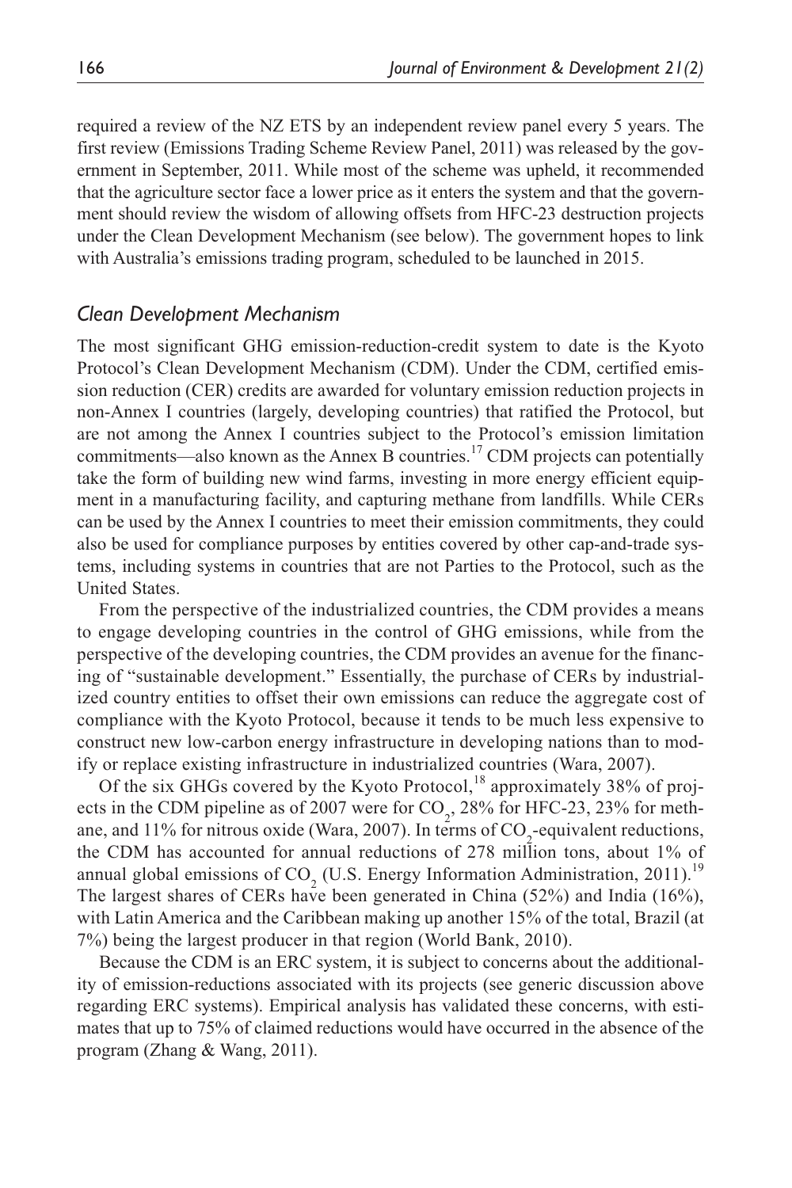required a review of the NZ ETS by an independent review panel every 5 years. The first review (Emissions Trading Scheme Review Panel, 2011) was released by the government in September, 2011. While most of the scheme was upheld, it recommended that the agriculture sector face a lower price as it enters the system and that the government should review the wisdom of allowing offsets from HFC-23 destruction projects under the Clean Development Mechanism (see below). The government hopes to link with Australia's emissions trading program, scheduled to be launched in 2015.

### *Clean Development Mechanism*

The most significant GHG emission-reduction-credit system to date is the Kyoto Protocol's Clean Development Mechanism (CDM). Under the CDM, certified emission reduction (CER) credits are awarded for voluntary emission reduction projects in non-Annex I countries (largely, developing countries) that ratified the Protocol, but are not among the Annex I countries subject to the Protocol's emission limitation commitments—also known as the Annex B countries.[17] CDM projects can potentially take the form of building new wind farms, investing in more energy efficient equipment in a manufacturing facility, and capturing methane from landfills. While CERs can be used by the Annex I countries to meet their emission commitments, they could also be used for compliance purposes by entities covered by other cap-and-trade systems, including systems in countries that are not Parties to the Protocol, such as the United States.

From the perspective of the industrialized countries, the CDM provides a means to engage developing countries in the control of GHG emissions, while from the perspective of the developing countries, the CDM provides an avenue for the financing of "sustainable development." Essentially, the purchase of CERs by industrialized country entities to offset their own emissions can reduce the aggregate cost of compliance with the Kyoto Protocol, because it tends to be much less expensive to construct new low-carbon energy infrastructure in developing nations than to modify or replace existing infrastructure in industrialized countries (Wara, 2007).

Of the six GHGs covered by the Kyoto Protocol,[18] approximately 38% of projects in the CDM pipeline as of 2007 were for $CO_2$, 28% for HFC-23, 23% for methane, and 11% for nitrous oxide (Wara, 2007). In terms of $CO_2$-equivalent reductions, the CDM has accounted for annual reductions of 278 million tons, about 1% of annual global emissions of $CO_2$ (U.S. Energy Information Administration, 2011).[19] The largest shares of CERs have been generated in China (52%) and India (16%), with Latin America and the Caribbean making up another 15% of the total, Brazil (at 7%) being the largest producer in that region (World Bank, 2010).

Because the CDM is an ERC system, it is subject to concerns about the additionality of emission-reductions associated with its projects (see generic discussion above regarding ERC systems). Empirical analysis has validated these concerns, with estimates that up to 75% of claimed reductions would have occurred in the absence of the program (Zhang & Wang, 2011).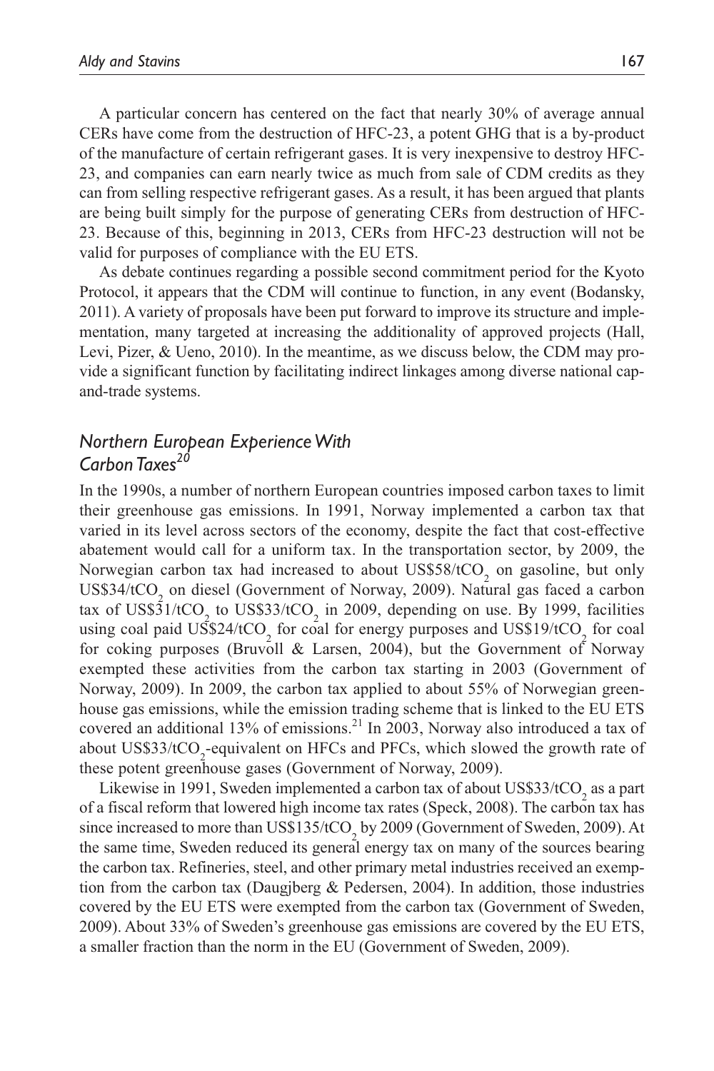A particular concern has centered on the fact that nearly 30% of average annual CERs have come from the destruction of HFC-23, a potent GHG that is a by-product of the manufacture of certain refrigerant gases. It is very inexpensive to destroy HFC-23, and companies can earn nearly twice as much from sale of CDM credits as they can from selling respective refrigerant gases. As a result, it has been argued that plants are being built simply for the purpose of generating CERs from destruction of HFC-23. Because of this, beginning in 2013, CERs from HFC-23 destruction will not be valid for purposes of compliance with the EU ETS.

As debate continues regarding a possible second commitment period for the Kyoto Protocol, it appears that the CDM will continue to function, in any event (Bodansky, 2011). A variety of proposals have been put forward to improve its structure and implementation, many targeted at increasing the additionality of approved projects (Hall, Levi, Pizer, & Ueno, 2010). In the meantime, as we discuss below, the CDM may provide a significant function by facilitating indirect linkages among diverse national cap-and-trade systems.

## *Northern European Experience With Carbon Taxes*[20]

In the 1990s, a number of northern European countries imposed carbon taxes to limit their greenhouse gas emissions. In 1991, Norway implemented a carbon tax that varied in its level across sectors of the economy, despite the fact that cost-effective abatement would call for a uniform tax. In the transportation sector, by 2009, the Norwegian carbon tax had increased to about US\$58/t$CO_2$ on gasoline, but only US\$34/t$CO_2$ on diesel (Government of Norway, 2009). Natural gas faced a carbon tax of US\$31/t$CO_2$ to US\$33/t$CO_2$ in 2009, depending on use. By 1999, facilities using coal paid US\$24/t$CO_2$ for coal for energy purposes and US\$19/t$CO_2$ for coal for coking purposes (Bruvoll & Larsen, 2004), but the Government of Norway exempted these activities from the carbon tax starting in 2003 (Government of Norway, 2009). In 2009, the carbon tax applied to about 55% of Norwegian greenhouse gas emissions, while the emission trading scheme that is linked to the EU ETS covered an additional 13% of emissions.[21] In 2003, Norway also introduced a tax of about US\$33/t$CO_2$-equivalent on HFCs and PFCs, which slowed the growth rate of these potent greenhouse gases (Government of Norway, 2009).

Likewise in 1991, Sweden implemented a carbon tax of about US\$33/t$CO_2$ as a part of a fiscal reform that lowered high income tax rates (Speck, 2008). The carbon tax has since increased to more than US\$135/t$CO_2$ by 2009 (Government of Sweden, 2009). At the same time, Sweden reduced its general energy tax on many of the sources bearing the carbon tax. Refineries, steel, and other primary metal industries received an exemption from the carbon tax (Daugjberg & Pedersen, 2004). In addition, those industries covered by the EU ETS were exempted from the carbon tax (Government of Sweden, 2009). About 33% of Sweden's greenhouse gas emissions are covered by the EU ETS, a smaller fraction than the norm in the EU (Government of Sweden, 2009).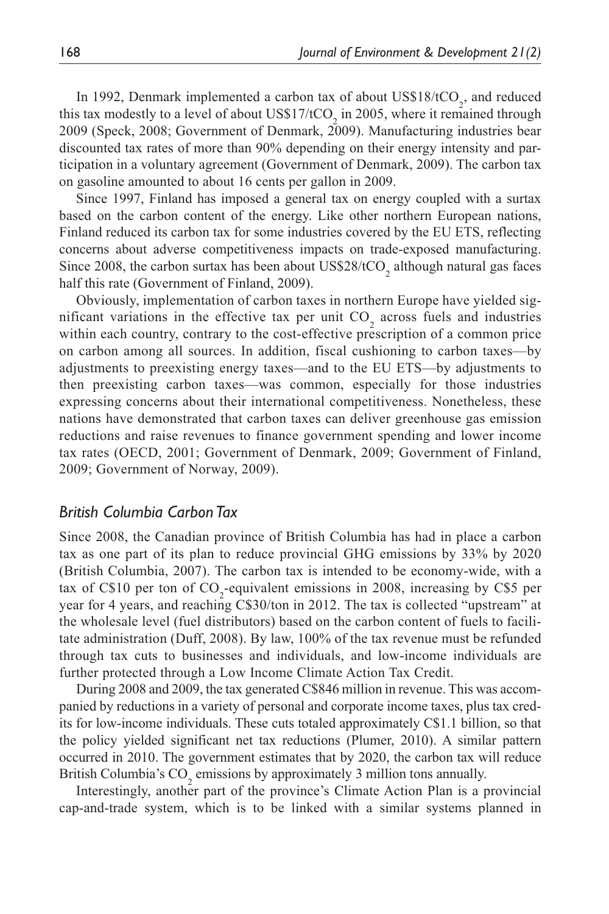In 1992, Denmark implemented a carbon tax of about US$18/t$CO_2$, and reduced this tax modestly to a level of about US$17/t$CO_2$ in 2005, where it remained through 2009 (Speck, 2008; Government of Denmark, 2009). Manufacturing industries bear discounted tax rates of more than 90% depending on their energy intensity and participation in a voluntary agreement (Government of Denmark, 2009). The carbon tax on gasoline amounted to about 16 cents per gallon in 2009.

Since 1997, Finland has imposed a general tax on energy coupled with a surtax based on the carbon content of the energy. Like other northern European nations, Finland reduced its carbon tax for some industries covered by the EU ETS, reflecting concerns about adverse competitiveness impacts on trade-exposed manufacturing. Since 2008, the carbon surtax has been about US$28/t$CO_2$ although natural gas faces half this rate (Government of Finland, 2009).

Obviously, implementation of carbon taxes in northern Europe have yielded significant variations in the effective tax per unit $CO_2$ across fuels and industries within each country, contrary to the cost-effective prescription of a common price on carbon among all sources. In addition, fiscal cushioning to carbon taxes—by adjustments to preexisting energy taxes—and to the EU ETS—by adjustments to then preexisting carbon taxes—was common, especially for those industries expressing concerns about their international competitiveness. Nonetheless, these nations have demonstrated that carbon taxes can deliver greenhouse gas emission reductions and raise revenues to finance government spending and lower income tax rates (OECD, 2001; Government of Denmark, 2009; Government of Finland, 2009; Government of Norway, 2009).

### *British Columbia Carbon Tax*

Since 2008, the Canadian province of British Columbia has had in place a carbon tax as one part of its plan to reduce provincial GHG emissions by 33% by 2020 (British Columbia, 2007). The carbon tax is intended to be economy-wide, with a tax of C$10 per ton of $CO_2$-equivalent emissions in 2008, increasing by C$5 per year for 4 years, and reaching C$30/ton in 2012. The tax is collected "upstream" at the wholesale level (fuel distributors) based on the carbon content of fuels to facilitate administration (Duff, 2008). By law, 100% of the tax revenue must be refunded through tax cuts to businesses and individuals, and low-income individuals are further protected through a Low Income Climate Action Tax Credit.

During 2008 and 2009, the tax generated C$846 million in revenue. This was accompanied by reductions in a variety of personal and corporate income taxes, plus tax credits for low-income individuals. These cuts totaled approximately C$1.1 billion, so that the policy yielded significant net tax reductions (Plumer, 2010). A similar pattern occurred in 2010. The government estimates that by 2020, the carbon tax will reduce British Columbia's $CO_2$ emissions by approximately 3 million tons annually.

Interestingly, another part of the province's Climate Action Plan is a provincial cap-and-trade system, which is to be linked with a similar systems planned in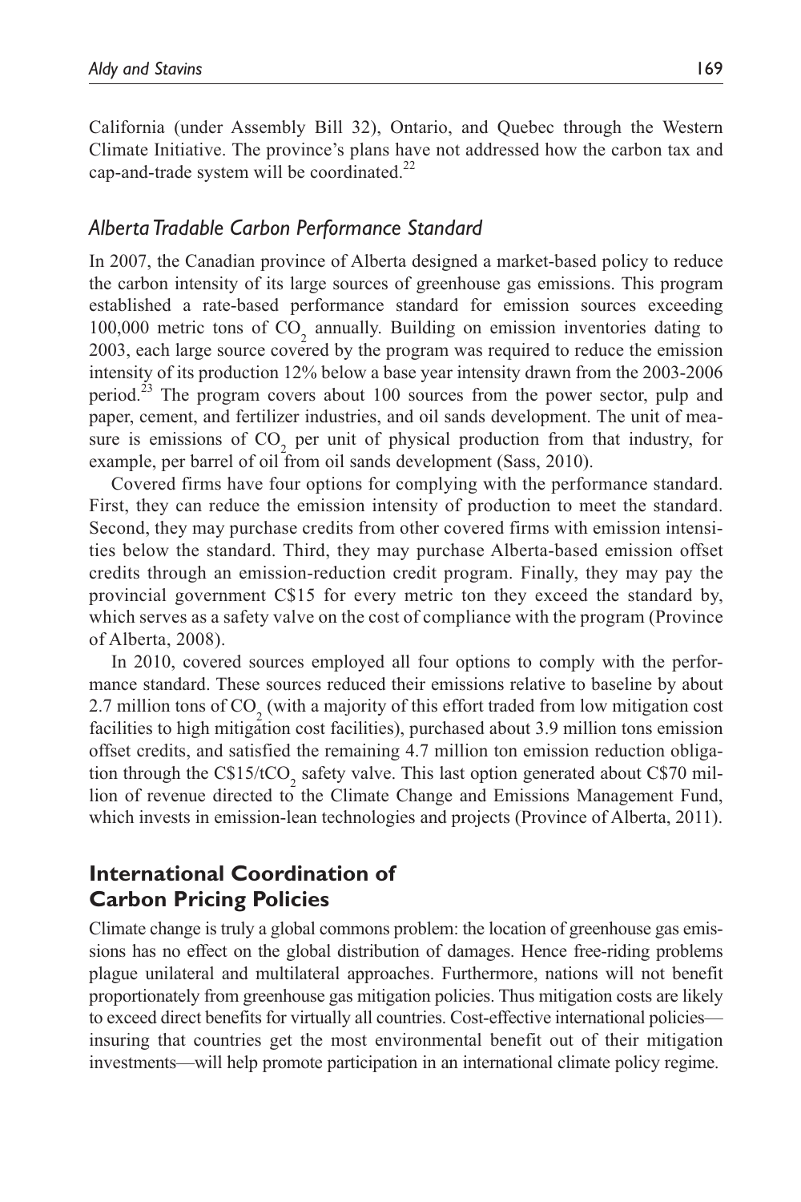California (under Assembly Bill 32), Ontario, and Quebec through the Western Climate Initiative. The province's plans have not addressed how the carbon tax and cap-and-trade system will be coordinated.[22]

### *Alberta Tradable Carbon Performance Standard*

In 2007, the Canadian province of Alberta designed a market-based policy to reduce the carbon intensity of its large sources of greenhouse gas emissions. This program established a rate-based performance standard for emission sources exceeding 100,000 metric tons of $CO_2$ annually. Building on emission inventories dating to 2003, each large source covered by the program was required to reduce the emission intensity of its production 12% below a base year intensity drawn from the 2003-2006 period.[23] The program covers about 100 sources from the power sector, pulp and paper, cement, and fertilizer industries, and oil sands development. The unit of measure is emissions of $CO_2$ per unit of physical production from that industry, for example, per barrel of oil from oil sands development (Sass, 2010).

Covered firms have four options for complying with the performance standard. First, they can reduce the emission intensity of production to meet the standard. Second, they may purchase credits from other covered firms with emission intensities below the standard. Third, they may purchase Alberta-based emission offset credits through an emission-reduction credit program. Finally, they may pay the provincial government C$15 for every metric ton they exceed the standard by, which serves as a safety valve on the cost of compliance with the program (Province of Alberta, 2008).

In 2010, covered sources employed all four options to comply with the performance standard. These sources reduced their emissions relative to baseline by about 2.7 million tons of $CO_2$ (with a majority of this effort traded from low mitigation cost facilities to high mitigation cost facilities), purchased about 3.9 million tons emission offset credits, and satisfied the remaining 4.7 million ton emission reduction obligation through the C$15/t$CO_2$ safety valve. This last option generated about C$70 million of revenue directed to the Climate Change and Emissions Management Fund, which invests in emission-lean technologies and projects (Province of Alberta, 2011).

## International Coordination of Carbon Pricing Policies

Climate change is truly a global commons problem: the location of greenhouse gas emissions has no effect on the global distribution of damages. Hence free-riding problems plague unilateral and multilateral approaches. Furthermore, nations will not benefit proportionately from greenhouse gas mitigation policies. Thus mitigation costs are likely to exceed direct benefits for virtually all countries. Cost-effective international policies—insuring that countries get the most environmental benefit out of their mitigation investments—will help promote participation in an international climate policy regime.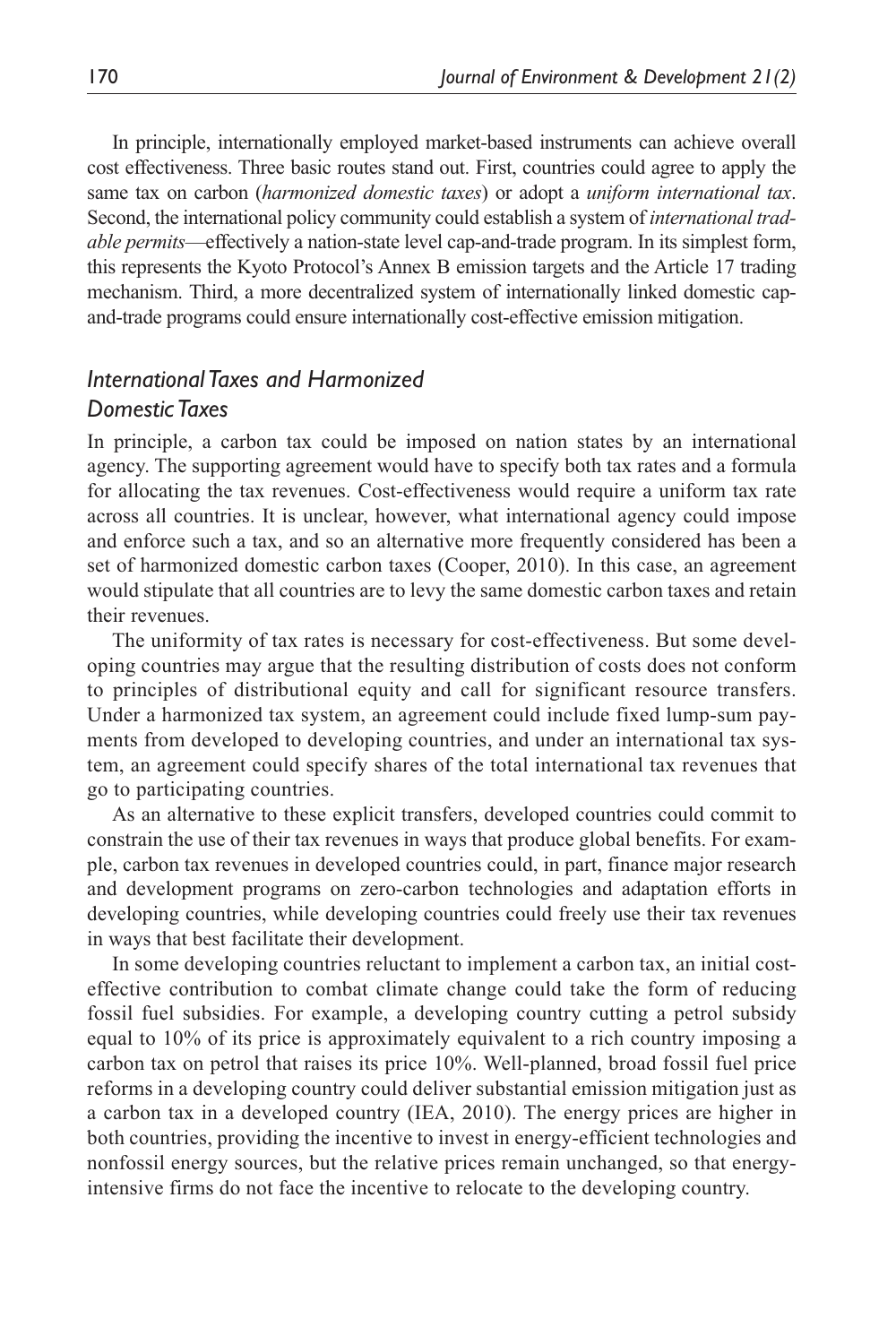In principle, internationally employed market-based instruments can achieve overall cost effectiveness. Three basic routes stand out. First, countries could agree to apply the same tax on carbon (*harmonized domestic taxes*) or adopt a *uniform international tax*. Second, the international policy community could establish a system of *international tradable permits*—effectively a nation-state level cap-and-trade program. In its simplest form, this represents the Kyoto Protocol's Annex B emission targets and the Article 17 trading mechanism. Third, a more decentralized system of internationally linked domestic cap-and-trade programs could ensure internationally cost-effective emission mitigation.

## *International Taxes and Harmonized Domestic Taxes*

In principle, a carbon tax could be imposed on nation states by an international agency. The supporting agreement would have to specify both tax rates and a formula for allocating the tax revenues. Cost-effectiveness would require a uniform tax rate across all countries. It is unclear, however, what international agency could impose and enforce such a tax, and so an alternative more frequently considered has been a set of harmonized domestic carbon taxes (Cooper, 2010). In this case, an agreement would stipulate that all countries are to levy the same domestic carbon taxes and retain their revenues.

The uniformity of tax rates is necessary for cost-effectiveness. But some developing countries may argue that the resulting distribution of costs does not conform to principles of distributional equity and call for significant resource transfers. Under a harmonized tax system, an agreement could include fixed lump-sum payments from developed to developing countries, and under an international tax system, an agreement could specify shares of the total international tax revenues that go to participating countries.

As an alternative to these explicit transfers, developed countries could commit to constrain the use of their tax revenues in ways that produce global benefits. For example, carbon tax revenues in developed countries could, in part, finance major research and development programs on zero-carbon technologies and adaptation efforts in developing countries, while developing countries could freely use their tax revenues in ways that best facilitate their development.

In some developing countries reluctant to implement a carbon tax, an initial cost-effective contribution to combat climate change could take the form of reducing fossil fuel subsidies. For example, a developing country cutting a petrol subsidy equal to 10% of its price is approximately equivalent to a rich country imposing a carbon tax on petrol that raises its price 10%. Well-planned, broad fossil fuel price reforms in a developing country could deliver substantial emission mitigation just as a carbon tax in a developed country (IEA, 2010). The energy prices are higher in both countries, providing the incentive to invest in energy-efficient technologies and nonfossil energy sources, but the relative prices remain unchanged, so that energy-intensive firms do not face the incentive to relocate to the developing country.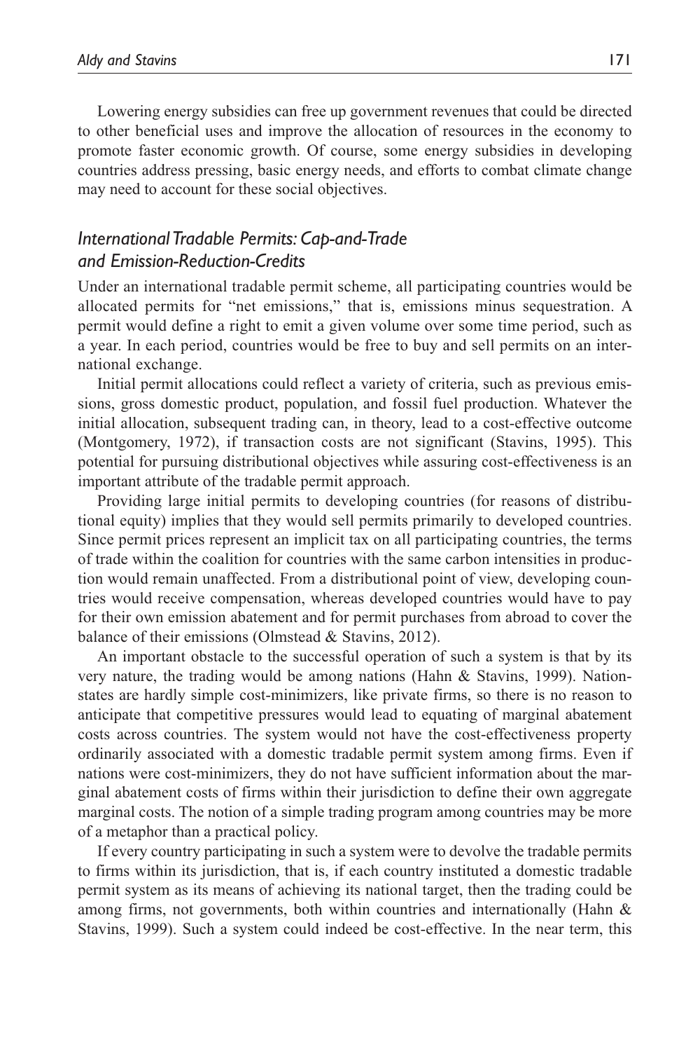Lowering energy subsidies can free up government revenues that could be directed to other beneficial uses and improve the allocation of resources in the economy to promote faster economic growth. Of course, some energy subsidies in developing countries address pressing, basic energy needs, and efforts to combat climate change may need to account for these social objectives.

### *International Tradable Permits: Cap-and-Trade and Emission-Reduction-Credits*

Under an international tradable permit scheme, all participating countries would be allocated permits for "net emissions," that is, emissions minus sequestration. A permit would define a right to emit a given volume over some time period, such as a year. In each period, countries would be free to buy and sell permits on an international exchange.

Initial permit allocations could reflect a variety of criteria, such as previous emissions, gross domestic product, population, and fossil fuel production. Whatever the initial allocation, subsequent trading can, in theory, lead to a cost-effective outcome (Montgomery, 1972), if transaction costs are not significant (Stavins, 1995). This potential for pursuing distributional objectives while assuring cost-effectiveness is an important attribute of the tradable permit approach.

Providing large initial permits to developing countries (for reasons of distributional equity) implies that they would sell permits primarily to developed countries. Since permit prices represent an implicit tax on all participating countries, the terms of trade within the coalition for countries with the same carbon intensities in production would remain unaffected. From a distributional point of view, developing countries would receive compensation, whereas developed countries would have to pay for their own emission abatement and for permit purchases from abroad to cover the balance of their emissions (Olmstead & Stavins, 2012).

An important obstacle to the successful operation of such a system is that by its very nature, the trading would be among nations (Hahn & Stavins, 1999). Nation-states are hardly simple cost-minimizers, like private firms, so there is no reason to anticipate that competitive pressures would lead to equating of marginal abatement costs across countries. The system would not have the cost-effectiveness property ordinarily associated with a domestic tradable permit system among firms. Even if nations were cost-minimizers, they do not have sufficient information about the marginal abatement costs of firms within their jurisdiction to define their own aggregate marginal costs. The notion of a simple trading program among countries may be more of a metaphor than a practical policy.

If every country participating in such a system were to devolve the tradable permits to firms within its jurisdiction, that is, if each country instituted a domestic tradable permit system as its means of achieving its national target, then the trading could be among firms, not governments, both within countries and internationally (Hahn & Stavins, 1999). Such a system could indeed be cost-effective. In the near term, this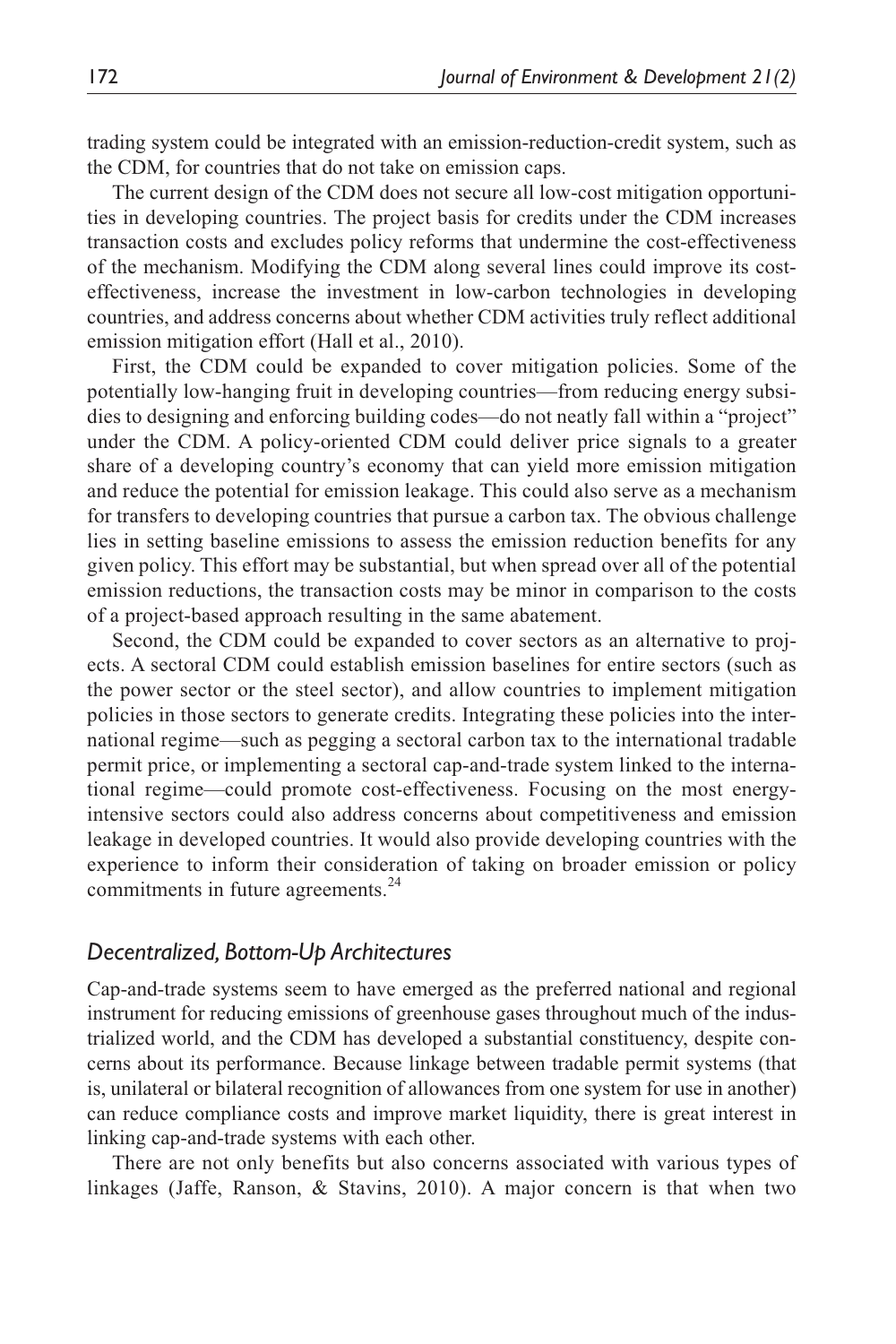trading system could be integrated with an emission-reduction-credit system, such as the CDM, for countries that do not take on emission caps.

The current design of the CDM does not secure all low-cost mitigation opportunities in developing countries. The project basis for credits under the CDM increases transaction costs and excludes policy reforms that undermine the cost-effectiveness of the mechanism. Modifying the CDM along several lines could improve its cost-effectiveness, increase the investment in low-carbon technologies in developing countries, and address concerns about whether CDM activities truly reflect additional emission mitigation effort (Hall et al., 2010).

First, the CDM could be expanded to cover mitigation policies. Some of the potentially low-hanging fruit in developing countries—from reducing energy subsidies to designing and enforcing building codes—do not neatly fall within a "project" under the CDM. A policy-oriented CDM could deliver price signals to a greater share of a developing country's economy that can yield more emission mitigation and reduce the potential for emission leakage. This could also serve as a mechanism for transfers to developing countries that pursue a carbon tax. The obvious challenge lies in setting baseline emissions to assess the emission reduction benefits for any given policy. This effort may be substantial, but when spread over all of the potential emission reductions, the transaction costs may be minor in comparison to the costs of a project-based approach resulting in the same abatement.

Second, the CDM could be expanded to cover sectors as an alternative to projects. A sectoral CDM could establish emission baselines for entire sectors (such as the power sector or the steel sector), and allow countries to implement mitigation policies in those sectors to generate credits. Integrating these policies into the international regime—such as pegging a sectoral carbon tax to the international tradable permit price, or implementing a sectoral cap-and-trade system linked to the international regime—could promote cost-effectiveness. Focusing on the most energy-intensive sectors could also address concerns about competitiveness and emission leakage in developed countries. It would also provide developing countries with the experience to inform their consideration of taking on broader emission or policy commitments in future agreements.[24]

### *Decentralized, Bottom-Up Architectures*

Cap-and-trade systems seem to have emerged as the preferred national and regional instrument for reducing emissions of greenhouse gases throughout much of the industrialized world, and the CDM has developed a substantial constituency, despite concerns about its performance. Because linkage between tradable permit systems (that is, unilateral or bilateral recognition of allowances from one system for use in another) can reduce compliance costs and improve market liquidity, there is great interest in linking cap-and-trade systems with each other.

There are not only benefits but also concerns associated with various types of linkages (Jaffe, Ranson, & Stavins, 2010). A major concern is that when two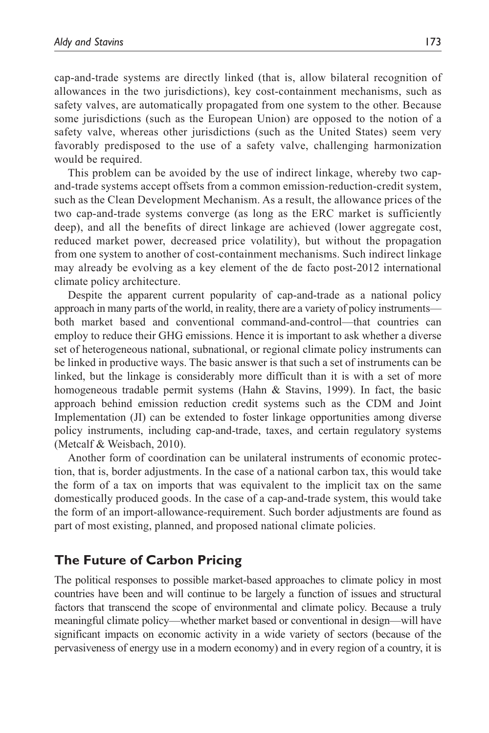cap-and-trade systems are directly linked (that is, allow bilateral recognition of allowances in the two jurisdictions), key cost-containment mechanisms, such as safety valves, are automatically propagated from one system to the other. Because some jurisdictions (such as the European Union) are opposed to the notion of a safety valve, whereas other jurisdictions (such as the United States) seem very favorably predisposed to the use of a safety valve, challenging harmonization would be required.

This problem can be avoided by the use of indirect linkage, whereby two cap-and-trade systems accept offsets from a common emission-reduction-credit system, such as the Clean Development Mechanism. As a result, the allowance prices of the two cap-and-trade systems converge (as long as the ERC market is sufficiently deep), and all the benefits of direct linkage are achieved (lower aggregate cost, reduced market power, decreased price volatility), but without the propagation from one system to another of cost-containment mechanisms. Such indirect linkage may already be evolving as a key element of the de facto post-2012 international climate policy architecture.

Despite the apparent current popularity of cap-and-trade as a national policy approach in many parts of the world, in reality, there are a variety of policy instruments—both market based and conventional command-and-control—that countries can employ to reduce their GHG emissions. Hence it is important to ask whether a diverse set of heterogeneous national, subnational, or regional climate policy instruments can be linked in productive ways. The basic answer is that such a set of instruments can be linked, but the linkage is considerably more difficult than it is with a set of more homogeneous tradable permit systems (Hahn & Stavins, 1999). In fact, the basic approach behind emission reduction credit systems such as the CDM and Joint Implementation (JI) can be extended to foster linkage opportunities among diverse policy instruments, including cap-and-trade, taxes, and certain regulatory systems (Metcalf & Weisbach, 2010).

Another form of coordination can be unilateral instruments of economic protection, that is, border adjustments. In the case of a national carbon tax, this would take the form of a tax on imports that was equivalent to the implicit tax on the same domestically produced goods. In the case of a cap-and-trade system, this would take the form of an import-allowance-requirement. Such border adjustments are found as part of most existing, planned, and proposed national climate policies.

## The Future of Carbon Pricing

The political responses to possible market-based approaches to climate policy in most countries have been and will continue to be largely a function of issues and structural factors that transcend the scope of environmental and climate policy. Because a truly meaningful climate policy—whether market based or conventional in design—will have significant impacts on economic activity in a wide variety of sectors (because of the pervasiveness of energy use in a modern economy) and in every region of a country, it is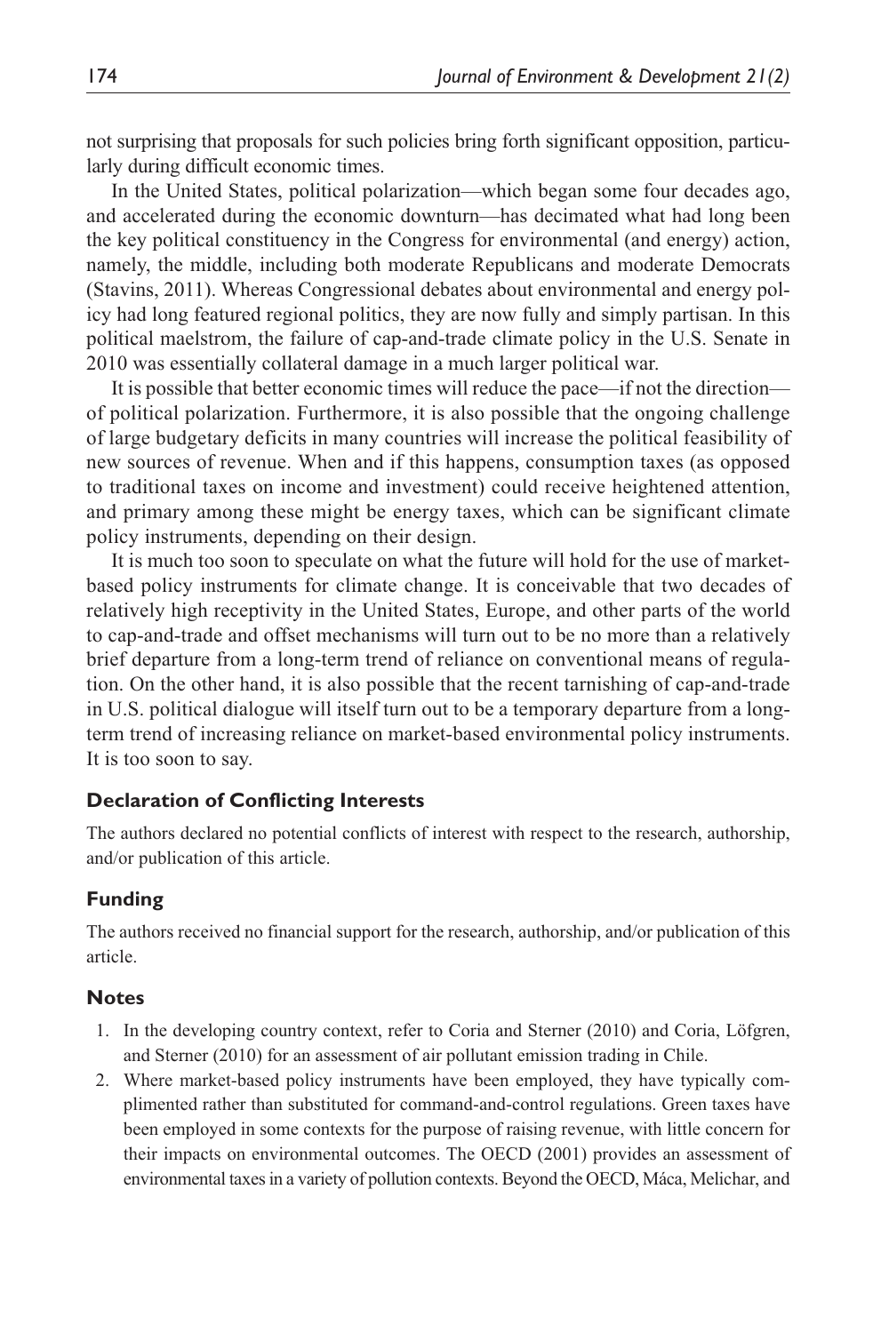not surprising that proposals for such policies bring forth significant opposition, particularly during difficult economic times.

In the United States, political polarization—which began some four decades ago, and accelerated during the economic downturn—has decimated what had long been the key political constituency in the Congress for environmental (and energy) action, namely, the middle, including both moderate Republicans and moderate Democrats (Stavins, 2011). Whereas Congressional debates about environmental and energy policy had long featured regional politics, they are now fully and simply partisan. In this political maelstrom, the failure of cap-and-trade climate policy in the U.S. Senate in 2010 was essentially collateral damage in a much larger political war.

It is possible that better economic times will reduce the pace—if not the direction—of political polarization. Furthermore, it is also possible that the ongoing challenge of large budgetary deficits in many countries will increase the political feasibility of new sources of revenue. When and if this happens, consumption taxes (as opposed to traditional taxes on income and investment) could receive heightened attention, and primary among these might be energy taxes, which can be significant climate policy instruments, depending on their design.

It is much too soon to speculate on what the future will hold for the use of market-based policy instruments for climate change. It is conceivable that two decades of relatively high receptivity in the United States, Europe, and other parts of the world to cap-and-trade and offset mechanisms will turn out to be no more than a relatively brief departure from a long-term trend of reliance on conventional means of regulation. On the other hand, it is also possible that the recent tarnishing of cap-and-trade in U.S. political dialogue will itself turn out to be a temporary departure from a long-term trend of increasing reliance on market-based environmental policy instruments. It is too soon to say.

### Declaration of Conflicting Interests

The authors declared no potential conflicts of interest with respect to the research, authorship, and/or publication of this article.

### Funding

The authors received no financial support for the research, authorship, and/or publication of this article.

### Notes

1. In the developing country context, refer to Coria and Sterner (2010) and Coria, Löfgren, and Sterner (2010) for an assessment of air pollutant emission trading in Chile.
2. Where market-based policy instruments have been employed, they have typically complimented rather than substituted for command-and-control regulations. Green taxes have been employed in some contexts for the purpose of raising revenue, with little concern for their impacts on environmental outcomes. The OECD (2001) provides an assessment of environmental taxes in a variety of pollution contexts. Beyond the OECD, Máca, Melichar, and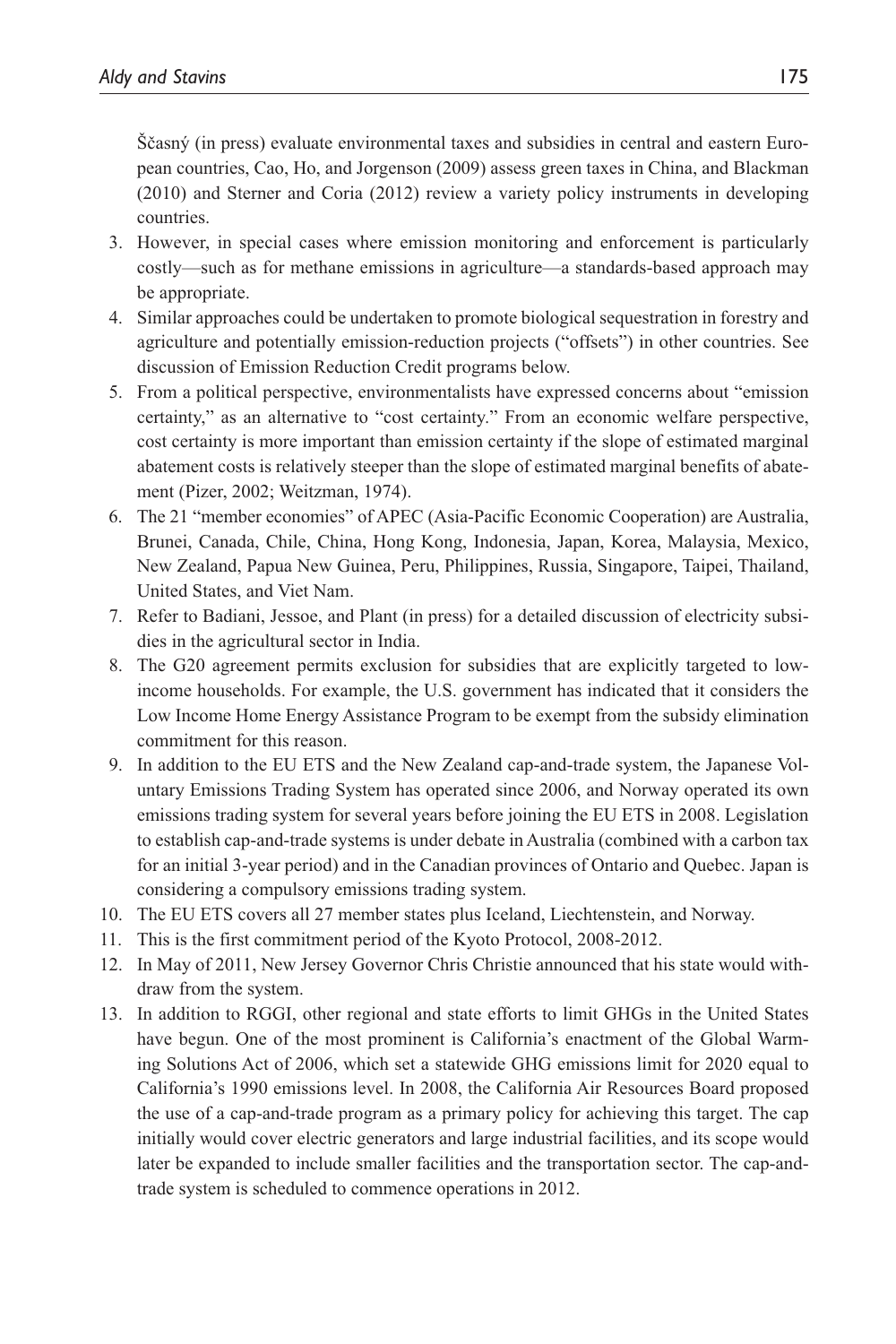Ščasný (in press) evaluate environmental taxes and subsidies in central and eastern European countries, Cao, Ho, and Jorgenson (2009) assess green taxes in China, and Blackman (2010) and Sterner and Coria (2012) review a variety policy instruments in developing countries.

3. However, in special cases where emission monitoring and enforcement is particularly costly—such as for methane emissions in agriculture—a standards-based approach may be appropriate.
4. Similar approaches could be undertaken to promote biological sequestration in forestry and agriculture and potentially emission-reduction projects ("offsets") in other countries. See discussion of Emission Reduction Credit programs below.
5. From a political perspective, environmentalists have expressed concerns about "emission certainty," as an alternative to "cost certainty." From an economic welfare perspective, cost certainty is more important than emission certainty if the slope of estimated marginal abatement costs is relatively steeper than the slope of estimated marginal benefits of abatement (Pizer, 2002; Weitzman, 1974).
6. The 21 "member economies" of APEC (Asia-Pacific Economic Cooperation) are Australia, Brunei, Canada, Chile, China, Hong Kong, Indonesia, Japan, Korea, Malaysia, Mexico, New Zealand, Papua New Guinea, Peru, Philippines, Russia, Singapore, Taipei, Thailand, United States, and Viet Nam.
7. Refer to Badiani, Jessoe, and Plant (in press) for a detailed discussion of electricity subsidies in the agricultural sector in India.
8. The G20 agreement permits exclusion for subsidies that are explicitly targeted to low-income households. For example, the U.S. government has indicated that it considers the Low Income Home Energy Assistance Program to be exempt from the subsidy elimination commitment for this reason.
9. In addition to the EU ETS and the New Zealand cap-and-trade system, the Japanese Voluntary Emissions Trading System has operated since 2006, and Norway operated its own emissions trading system for several years before joining the EU ETS in 2008. Legislation to establish cap-and-trade systems is under debate in Australia (combined with a carbon tax for an initial 3-year period) and in the Canadian provinces of Ontario and Quebec. Japan is considering a compulsory emissions trading system.
10. The EU ETS covers all 27 member states plus Iceland, Liechtenstein, and Norway.
11. This is the first commitment period of the Kyoto Protocol, 2008-2012.
12. In May of 2011, New Jersey Governor Chris Christie announced that his state would withdraw from the system.
13. In addition to RGGI, other regional and state efforts to limit GHGs in the United States have begun. One of the most prominent is California's enactment of the Global Warming Solutions Act of 2006, which set a statewide GHG emissions limit for 2020 equal to California's 1990 emissions level. In 2008, the California Air Resources Board proposed the use of a cap-and-trade program as a primary policy for achieving this target. The cap initially would cover electric generators and large industrial facilities, and its scope would later be expanded to include smaller facilities and the transportation sector. The cap-and-trade system is scheduled to commence operations in 2012.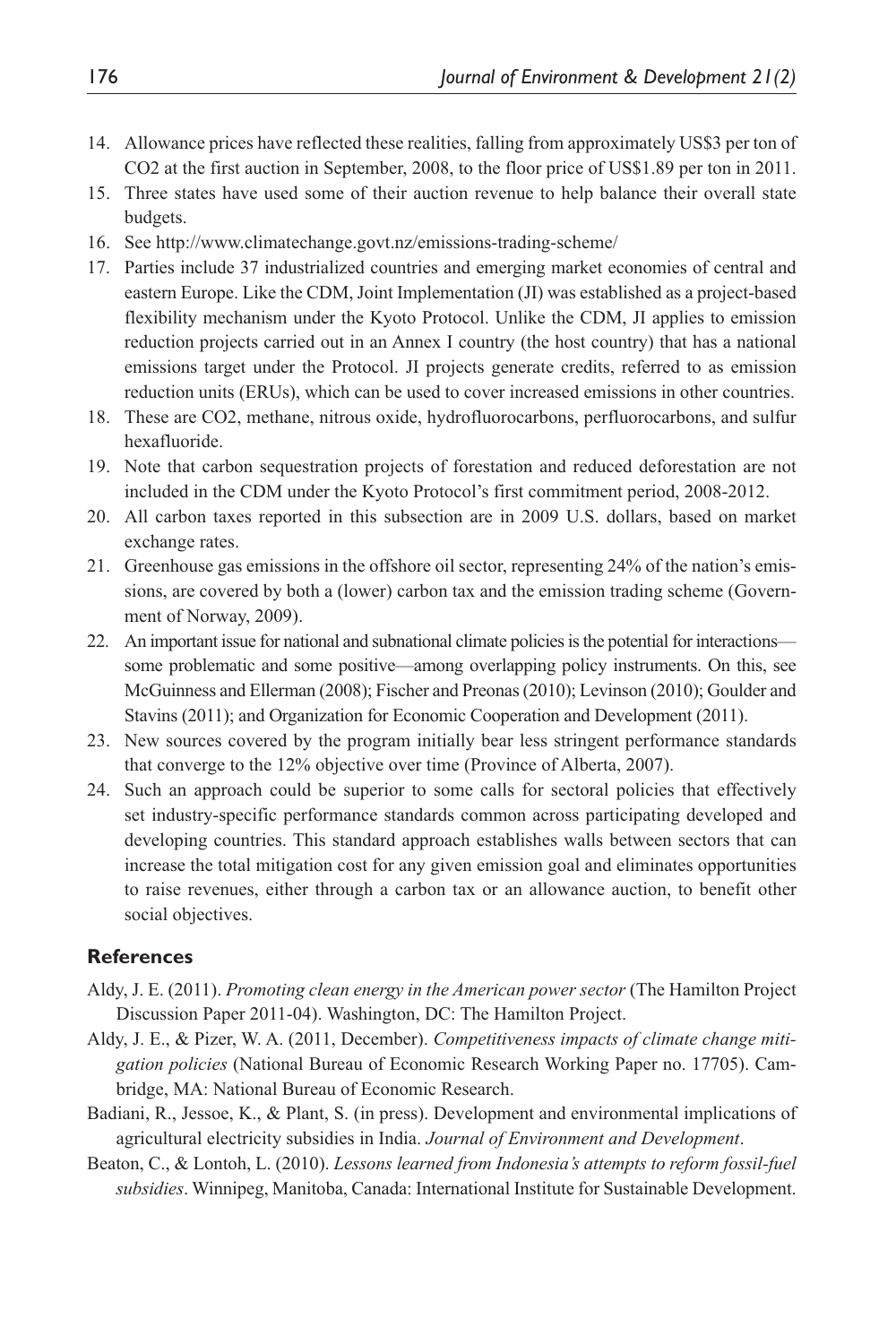14. Allowance prices have reflected these realities, falling from approximately US$3 per ton of $CO_2$ at the first auction in September, 2008, to the floor price of US$1.89 per ton in 2011.
15. Three states have used some of their auction revenue to help balance their overall state budgets.
16. See http://www.climatechange.govt.nz/emissions-trading-scheme/
17. Parties include 37 industrialized countries and emerging market economies of central and eastern Europe. Like the CDM, Joint Implementation (JI) was established as a project-based flexibility mechanism under the Kyoto Protocol. Unlike the CDM, JI applies to emission reduction projects carried out in an Annex I country (the host country) that has a national emissions target under the Protocol. JI projects generate credits, referred to as emission reduction units (ERUs), which can be used to cover increased emissions in other countries.
18. These are $CO_2$, methane, nitrous oxide, hydrofluorocarbons, perfluorocarbons, and sulfur hexafluoride.
19. Note that carbon sequestration projects of forestation and reduced deforestation are not included in the CDM under the Kyoto Protocol's first commitment period, 2008-2012.
20. All carbon taxes reported in this subsection are in 2009 U.S. dollars, based on market exchange rates.
21. Greenhouse gas emissions in the offshore oil sector, representing 24% of the nation's emissions, are covered by both a (lower) carbon tax and the emission trading scheme (Government of Norway, 2009).
22. An important issue for national and subnational climate policies is the potential for interactions—some problematic and some positive—among overlapping policy instruments. On this, see McGuinness and Ellerman (2008); Fischer and Preonas (2010); Levinson (2010); Goulder and Stavins (2011); and Organization for Economic Cooperation and Development (2011).
23. New sources covered by the program initially bear less stringent performance standards that converge to the 12% objective over time (Province of Alberta, 2007).
24. Such an approach could be superior to some calls for sectoral policies that effectively set industry-specific performance standards common across participating developed and developing countries. This standard approach establishes walls between sectors that can increase the total mitigation cost for any given emission goal and eliminates opportunities to raise revenues, either through a carbon tax or an allowance auction, to benefit other social objectives.

## References

Aldy, J. E. (2011). *Promoting clean energy in the American power sector* (The Hamilton Project Discussion Paper 2011-04). Washington, DC: The Hamilton Project.

Aldy, J. E., & Pizer, W. A. (2011, December). *Competitiveness impacts of climate change mitigation policies* (National Bureau of Economic Research Working Paper no. 17705). Cambridge, MA: National Bureau of Economic Research.

Badiani, R., Jessoe, K., & Plant, S. (in press). Development and environmental implications of agricultural electricity subsidies in India. *Journal of Environment and Development*.

Beaton, C., & Lontoh, L. (2010). *Lessons learned from Indonesia's attempts to reform fossil-fuel subsidies*. Winnipeg, Manitoba, Canada: International Institute for Sustainable Development.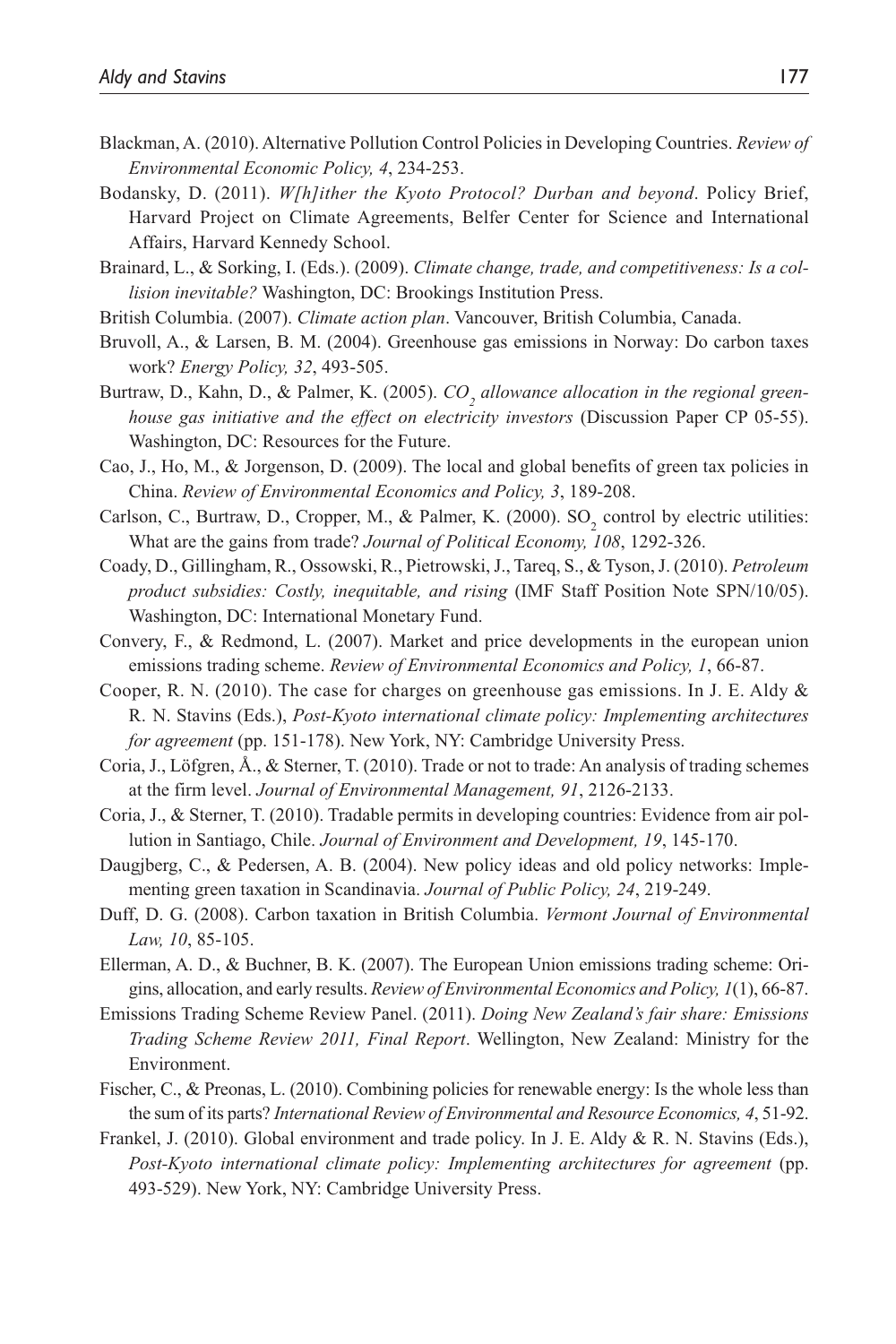Blackman, A. (2010). Alternative Pollution Control Policies in Developing Countries. *Review of Environmental Economic Policy, 4*, 234-253.

Bodansky, D. (2011). *W[h]ither the Kyoto Protocol? Durban and beyond*. Policy Brief, Harvard Project on Climate Agreements, Belfer Center for Science and International Affairs, Harvard Kennedy School.

Brainard, L., & Sorking, I. (Eds.). (2009). *Climate change, trade, and competitiveness: Is a collision inevitable?* Washington, DC: Brookings Institution Press.

British Columbia. (2007). *Climate action plan*. Vancouver, British Columbia, Canada.

Bruvoll, A., & Larsen, B. M. (2004). Greenhouse gas emissions in Norway: Do carbon taxes work? *Energy Policy, 32*, 493-505.

Burtraw, D., Kahn, D., & Palmer, K. (2005). *$CO_2$ allowance allocation in the regional greenhouse gas initiative and the effect on electricity investors* (Discussion Paper CP 05-55). Washington, DC: Resources for the Future.

Cao, J., Ho, M., & Jorgenson, D. (2009). The local and global benefits of green tax policies in China. *Review of Environmental Economics and Policy, 3*, 189-208.

Carlson, C., Burtraw, D., Cropper, M., & Palmer, K. (2000). $SO_2$ control by electric utilities: What are the gains from trade? *Journal of Political Economy, 108*, 1292-326.

Coady, D., Gillingham, R., Ossowski, R., Pietrowski, J., Tareq, S., & Tyson, J. (2010). *Petroleum product subsidies: Costly, inequitable, and rising* (IMF Staff Position Note SPN/10/05). Washington, DC: International Monetary Fund.

Convery, F., & Redmond, L. (2007). Market and price developments in the european union emissions trading scheme. *Review of Environmental Economics and Policy, 1*, 66-87.

Cooper, R. N. (2010). The case for charges on greenhouse gas emissions. In J. E. Aldy & R. N. Stavins (Eds.), *Post-Kyoto international climate policy: Implementing architectures for agreement* (pp. 151-178). New York, NY: Cambridge University Press.

Coria, J., Löfgren, Å., & Sterner, T. (2010). Trade or not to trade: An analysis of trading schemes at the firm level. *Journal of Environmental Management, 91*, 2126-2133.

Coria, J., & Sterner, T. (2010). Tradable permits in developing countries: Evidence from air pollution in Santiago, Chile. *Journal of Environment and Development, 19*, 145-170.

Daugjberg, C., & Pedersen, A. B. (2004). New policy ideas and old policy networks: Implementing green taxation in Scandinavia. *Journal of Public Policy, 24*, 219-249.

Duff, D. G. (2008). Carbon taxation in British Columbia. *Vermont Journal of Environmental Law, 10*, 85-105.

Ellerman, A. D., & Buchner, B. K. (2007). The European Union emissions trading scheme: Origins, allocation, and early results. *Review of Environmental Economics and Policy, 1*(1), 66-87.

Emissions Trading Scheme Review Panel. (2011). *Doing New Zealand's fair share: Emissions Trading Scheme Review 2011, Final Report*. Wellington, New Zealand: Ministry for the Environment.

Fischer, C., & Preonas, L. (2010). Combining policies for renewable energy: Is the whole less than the sum of its parts? *International Review of Environmental and Resource Economics, 4*, 51-92.

Frankel, J. (2010). Global environment and trade policy. In J. E. Aldy & R. N. Stavins (Eds.), *Post-Kyoto international climate policy: Implementing architectures for agreement* (pp. 493-529). New York, NY: Cambridge University Press.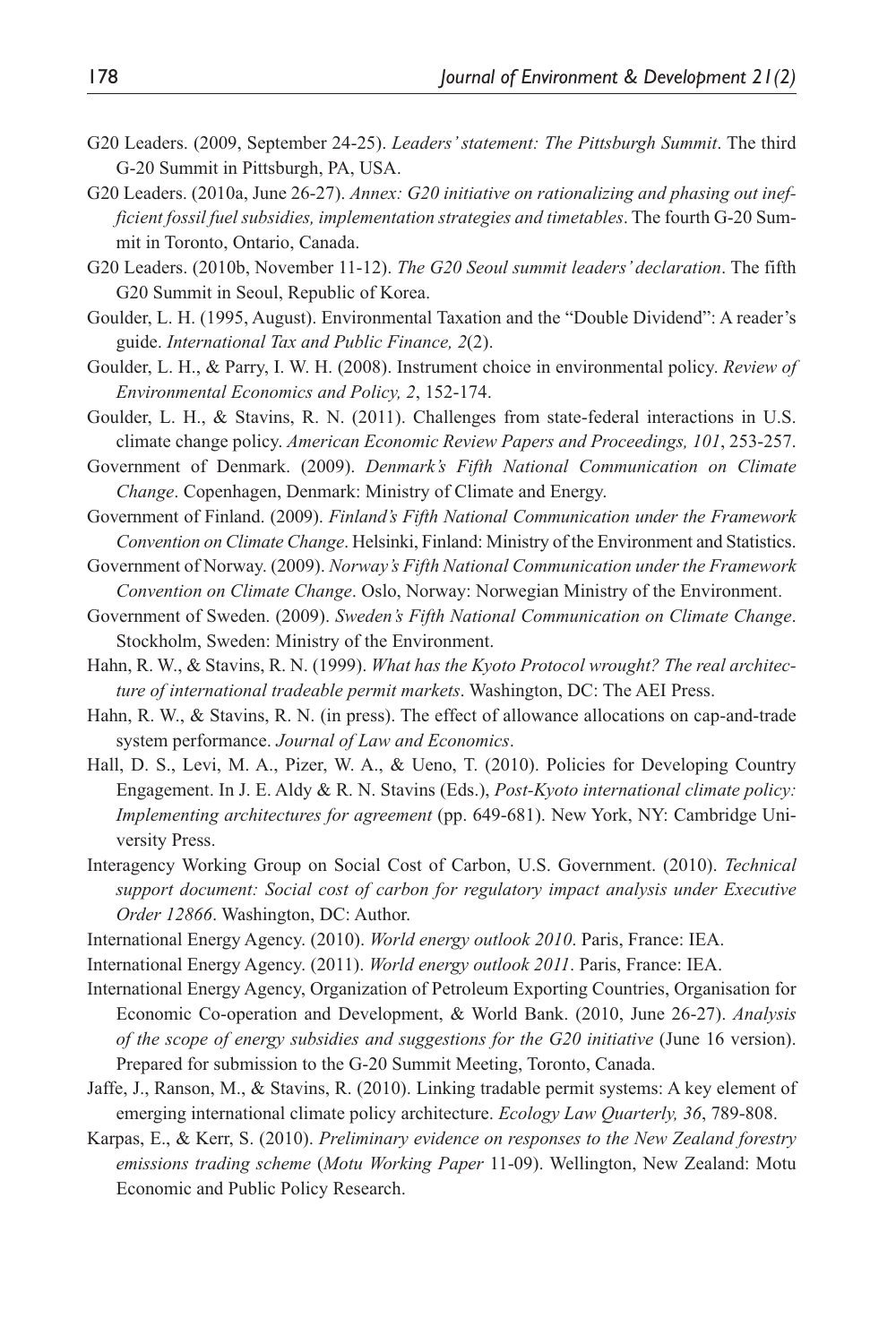G20 Leaders. (2009, September 24-25). *Leaders' statement: The Pittsburgh Summit*. The third G-20 Summit in Pittsburgh, PA, USA.

G20 Leaders. (2010a, June 26-27). *Annex: G20 initiative on rationalizing and phasing out inefficient fossil fuel subsidies, implementation strategies and timetables*. The fourth G-20 Summit in Toronto, Ontario, Canada.

G20 Leaders. (2010b, November 11-12). *The G20 Seoul summit leaders' declaration*. The fifth G20 Summit in Seoul, Republic of Korea.

Goulder, L. H. (1995, August). Environmental Taxation and the "Double Dividend": A reader's guide. *International Tax and Public Finance, 2*(2).

Goulder, L. H., & Parry, I. W. H. (2008). Instrument choice in environmental policy. *Review of Environmental Economics and Policy, 2*, 152-174.

Goulder, L. H., & Stavins, R. N. (2011). Challenges from state-federal interactions in U.S. climate change policy. *American Economic Review Papers and Proceedings, 101*, 253-257.

Government of Denmark. (2009). *Denmark's Fifth National Communication on Climate Change*. Copenhagen, Denmark: Ministry of Climate and Energy.

Government of Finland. (2009). *Finland's Fifth National Communication under the Framework Convention on Climate Change*. Helsinki, Finland: Ministry of the Environment and Statistics.

Government of Norway. (2009). *Norway's Fifth National Communication under the Framework Convention on Climate Change*. Oslo, Norway: Norwegian Ministry of the Environment.

Government of Sweden. (2009). *Sweden's Fifth National Communication on Climate Change*. Stockholm, Sweden: Ministry of the Environment.

Hahn, R. W., & Stavins, R. N. (1999). *What has the Kyoto Protocol wrought? The real architecture of international tradeable permit markets*. Washington, DC: The AEI Press.

Hahn, R. W., & Stavins, R. N. (in press). The effect of allowance allocations on cap-and-trade system performance. *Journal of Law and Economics*.

Hall, D. S., Levi, M. A., Pizer, W. A., & Ueno, T. (2010). Policies for Developing Country Engagement. In J. E. Aldy & R. N. Stavins (Eds.), *Post-Kyoto international climate policy: Implementing architectures for agreement* (pp. 649-681). New York, NY: Cambridge University Press.

Interagency Working Group on Social Cost of Carbon, U.S. Government. (2010). *Technical support document: Social cost of carbon for regulatory impact analysis under Executive Order 12866*. Washington, DC: Author.

International Energy Agency. (2010). *World energy outlook 2010*. Paris, France: IEA.

International Energy Agency. (2011). *World energy outlook 2011*. Paris, France: IEA.

International Energy Agency, Organization of Petroleum Exporting Countries, Organisation for Economic Co-operation and Development, & World Bank. (2010, June 26-27). *Analysis of the scope of energy subsidies and suggestions for the G20 initiative* (June 16 version). Prepared for submission to the G-20 Summit Meeting, Toronto, Canada.

Jaffe, J., Ranson, M., & Stavins, R. (2010). Linking tradable permit systems: A key element of emerging international climate policy architecture. *Ecology Law Quarterly, 36*, 789-808.

Karpas, E., & Kerr, S. (2010). *Preliminary evidence on responses to the New Zealand forestry emissions trading scheme* (*Motu Working Paper* 11-09). Wellington, New Zealand: Motu Economic and Public Policy Research.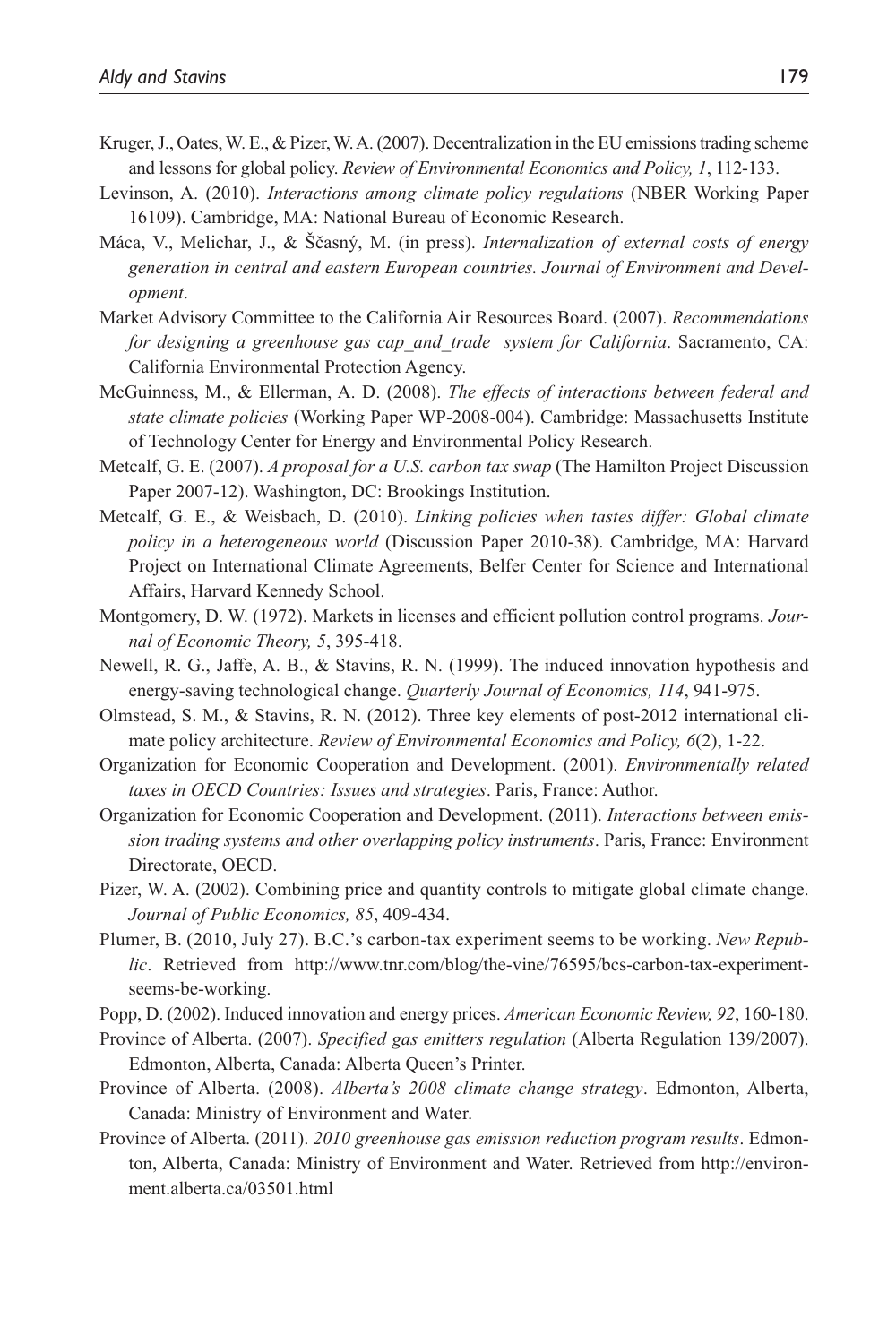Kruger, J., Oates, W. E., & Pizer, W. A. (2007). Decentralization in the EU emissions trading scheme and lessons for global policy. *Review of Environmental Economics and Policy, 1*, 112-133.

Levinson, A. (2010). *Interactions among climate policy regulations* (NBER Working Paper 16109). Cambridge, MA: National Bureau of Economic Research.

Máca, V., Melichar, J., & Ščasný, M. (in press). *Internalization of external costs of energy generation in central and eastern European countries. Journal of Environment and Development*.

Market Advisory Committee to the California Air Resources Board. (2007). *Recommendations for designing a greenhouse gas cap_and_trade system for California*. Sacramento, CA: California Environmental Protection Agency.

McGuinness, M., & Ellerman, A. D. (2008). *The effects of interactions between federal and state climate policies* (Working Paper WP-2008-004). Cambridge: Massachusetts Institute of Technology Center for Energy and Environmental Policy Research.

Metcalf, G. E. (2007). *A proposal for a U.S. carbon tax swap* (The Hamilton Project Discussion Paper 2007-12). Washington, DC: Brookings Institution.

Metcalf, G. E., & Weisbach, D. (2010). *Linking policies when tastes differ: Global climate policy in a heterogeneous world* (Discussion Paper 2010-38). Cambridge, MA: Harvard Project on International Climate Agreements, Belfer Center for Science and International Affairs, Harvard Kennedy School.

Montgomery, D. W. (1972). Markets in licenses and efficient pollution control programs. *Journal of Economic Theory, 5*, 395-418.

Newell, R. G., Jaffe, A. B., & Stavins, R. N. (1999). The induced innovation hypothesis and energy-saving technological change. *Quarterly Journal of Economics, 114*, 941-975.

Olmstead, S. M., & Stavins, R. N. (2012). Three key elements of post-2012 international climate policy architecture. *Review of Environmental Economics and Policy, 6*(2), 1-22.

Organization for Economic Cooperation and Development. (2001). *Environmentally related taxes in OECD Countries: Issues and strategies*. Paris, France: Author.

Organization for Economic Cooperation and Development. (2011). *Interactions between emission trading systems and other overlapping policy instruments*. Paris, France: Environment Directorate, OECD.

Pizer, W. A. (2002). Combining price and quantity controls to mitigate global climate change. *Journal of Public Economics, 85*, 409-434.

Plumer, B. (2010, July 27). B.C.'s carbon-tax experiment seems to be working. *New Republic*. Retrieved from http://www.tnr.com/blog/the-vine/76595/bcs-carbon-tax-experiment-seems-be-working.

Popp, D. (2002). Induced innovation and energy prices. *American Economic Review, 92*, 160-180.

Province of Alberta. (2007). *Specified gas emitters regulation* (Alberta Regulation 139/2007). Edmonton, Alberta, Canada: Alberta Queen's Printer.

Province of Alberta. (2008). *Alberta's 2008 climate change strategy*. Edmonton, Alberta, Canada: Ministry of Environment and Water.

Province of Alberta. (2011). *2010 greenhouse gas emission reduction program results*. Edmonton, Alberta, Canada: Ministry of Environment and Water. Retrieved from http://environment.alberta.ca/03501.html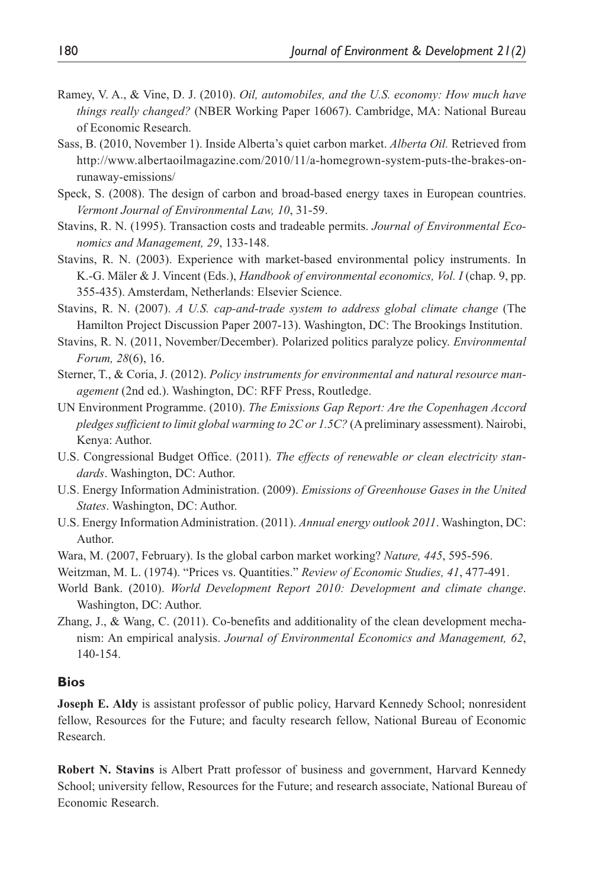Ramey, V. A., & Vine, D. J. (2010). *Oil, automobiles, and the U.S. economy: How much have things really changed?* (NBER Working Paper 16067). Cambridge, MA: National Bureau of Economic Research.

Sass, B. (2010, November 1). Inside Alberta's quiet carbon market. *Alberta Oil.* Retrieved from http://www.albertaoilmagazine.com/2010/11/a-homegrown-system-puts-the-brakes-on-runaway-emissions/

Speck, S. (2008). The design of carbon and broad-based energy taxes in European countries. *Vermont Journal of Environmental Law, 10*, 31-59.

Stavins, R. N. (1995). Transaction costs and tradeable permits. *Journal of Environmental Economics and Management, 29*, 133-148.

Stavins, R. N. (2003). Experience with market-based environmental policy instruments. In K.-G. Mäler & J. Vincent (Eds.), *Handbook of environmental economics, Vol. I* (chap. 9, pp. 355-435). Amsterdam, Netherlands: Elsevier Science.

Stavins, R. N. (2007). *A U.S. cap-and-trade system to address global climate change* (The Hamilton Project Discussion Paper 2007-13). Washington, DC: The Brookings Institution.

Stavins, R. N. (2011, November/December). Polarized politics paralyze policy. *Environmental Forum, 28*(6), 16.

Sterner, T., & Coria, J. (2012). *Policy instruments for environmental and natural resource management* (2nd ed.). Washington, DC: RFF Press, Routledge.

UN Environment Programme. (2010). *The Emissions Gap Report: Are the Copenhagen Accord pledges sufficient to limit global warming to 2C or 1.5C?* (A preliminary assessment). Nairobi, Kenya: Author.

U.S. Congressional Budget Office. (2011). *The effects of renewable or clean electricity standards*. Washington, DC: Author.

U.S. Energy Information Administration. (2009). *Emissions of Greenhouse Gases in the United States*. Washington, DC: Author.

U.S. Energy Information Administration. (2011). *Annual energy outlook 2011*. Washington, DC: Author.

Wara, M. (2007, February). Is the global carbon market working? *Nature, 445*, 595-596.

Weitzman, M. L. (1974). "Prices vs. Quantities." *Review of Economic Studies, 41*, 477-491.

World Bank. (2010). *World Development Report 2010: Development and climate change*. Washington, DC: Author.

Zhang, J., & Wang, C. (2011). Co-benefits and additionality of the clean development mechanism: An empirical analysis. *Journal of Environmental Economics and Management, 62*, 140-154.

## Bios

**Joseph E. Aldy** is assistant professor of public policy, Harvard Kennedy School; nonresident fellow, Resources for the Future; and faculty research fellow, National Bureau of Economic Research.

**Robert N. Stavins** is Albert Pratt professor of business and government, Harvard Kennedy School; university fellow, Resources for the Future; and research associate, National Bureau of Economic Research.